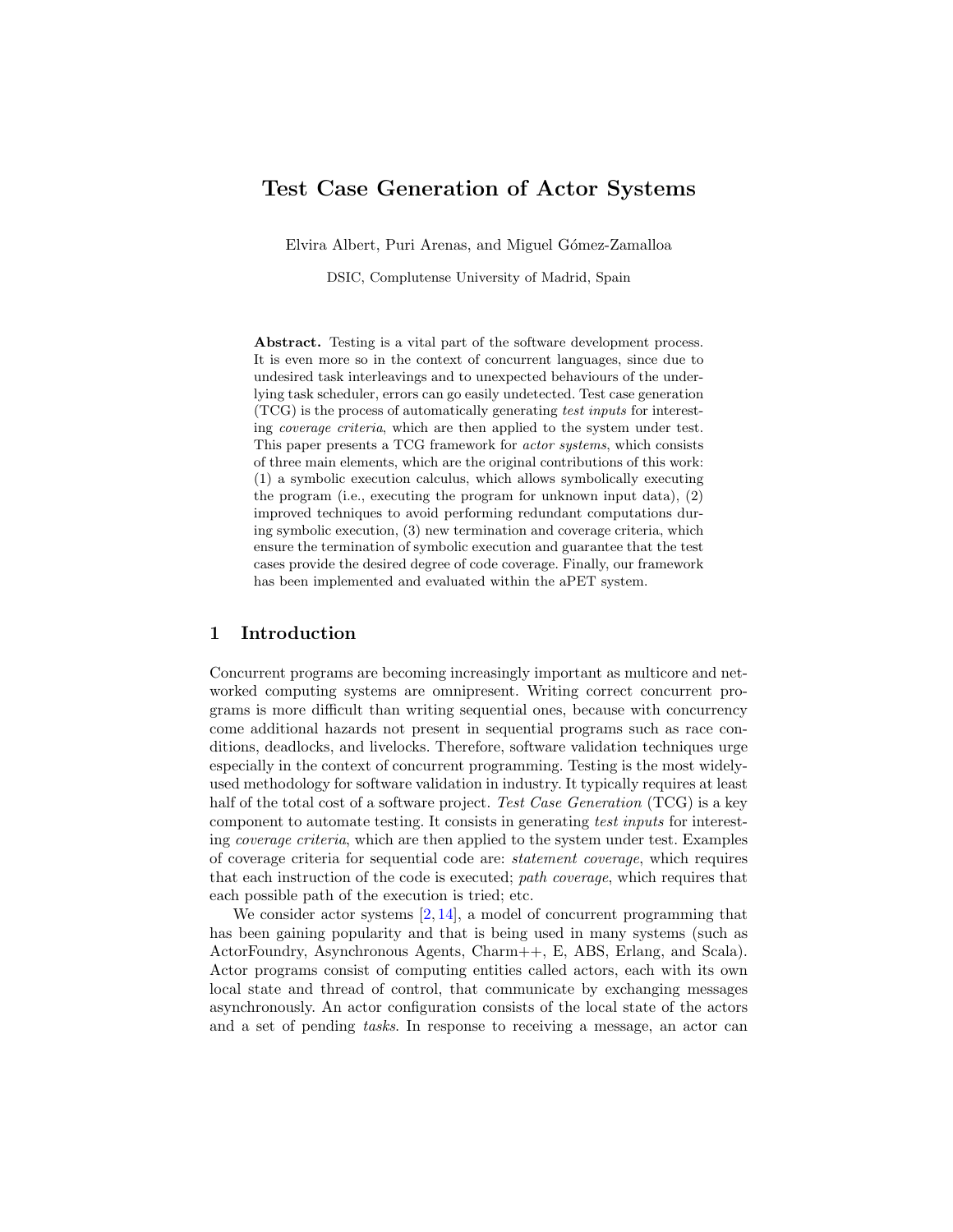# Test Case Generation of Actor Systems

Elvira Albert, Puri Arenas, and Miguel Gómez-Zamalloa

DSIC, Complutense University of Madrid, Spain

**Abstract.** Testing is a vital part of the software development process. It is even more so in the context of concurrent languages, since due to undesired task interleavings and to unexpected behaviours of the underlying task scheduler, errors can go easily undetected. Test case generation (TCG) is the process of automatically generating *test inputs* for interesting *coverage criteria*, which are then applied to the system under test. This paper presents a TCG framework for *actor systems*, which consists of three main elements, which are the original contributions of this work: (1) a symbolic execution calculus, which allows symbolically executing the program (i.e., executing the program for unknown input data), (2) improved techniques to avoid performing redundant computations during symbolic execution, (3) new termination and coverage criteria, which ensure the termination of symbolic execution and guarantee that the test cases provide the desired degree of code coverage. Finally, our framework has been implemented and evaluated within the aPET system.

## 1 Introduction

Concurrent programs are becoming increasingly important as multicore and networked computing systems are omnipresent. Writing correct concurrent programs is more difficult than writing sequential ones, because with concurrency come additional hazards not present in sequential programs such as race conditions, deadlocks, and livelocks. Therefore, software validation techniques urge especially in the context of concurrent programming. Testing is the most widely-used methodology for software validation in industry. It typically requires at least half of the total cost of a software project. *Test Case Generation* (TCG) is a key component to automate testing. It consists in generating *test inputs* for interesting *coverage criteria*, which are then applied to the system under test. Examples of coverage criteria for sequential code are: *statement coverage*, which requires that each instruction of the code is executed; *path coverage*, which requires that each possible path of the execution is tried; etc.

We consider actor systems [2, 14], a model of concurrent programming that has been gaining popularity and that is being used in many systems (such as ActorFoundry, Asynchronous Agents, Charm++, E, ABS, Erlang, and Scala). Actor programs consist of computing entities called actors, each with its own local state and thread of control, that communicate by exchanging messages asynchronously. An actor configuration consists of the local state of the actors and a set of pending *tasks*. In response to receiving a message, an actor can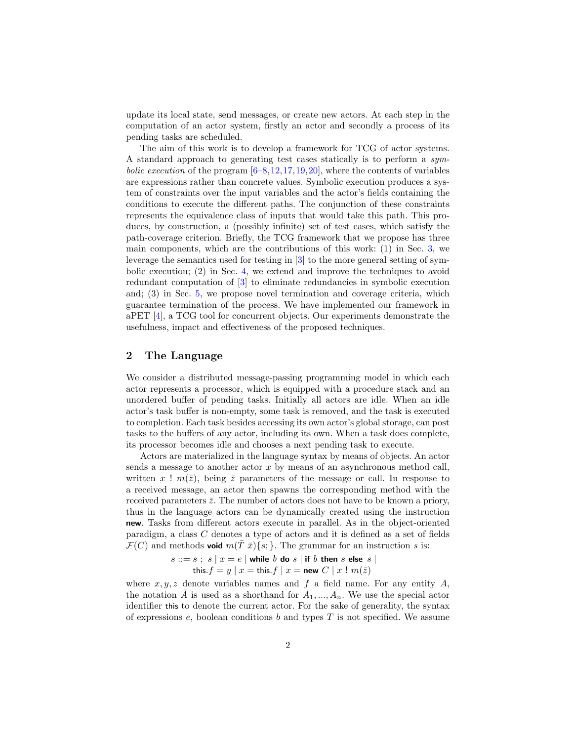update its local state, send messages, or create new actors. At each step in the computation of an actor system, firstly an actor and secondly a process of its pending tasks are scheduled.

The aim of this work is to develop a framework for TCG of actor systems. A standard approach to generating test cases statically is to perform a *symbolic execution* of the program [6–8,12,17,19,20], where the contents of variables are expressions rather than concrete values. Symbolic execution produces a system of constraints over the input variables and the actor's fields containing the conditions to execute the different paths. The conjunction of these constraints represents the equivalence class of inputs that would take this path. This produces, by construction, a (possibly infinite) set of test cases, which satisfy the path-coverage criterion. Briefly, the TCG framework that we propose has three main components, which are the contributions of this work: (1) in Sec. 3, we leverage the semantics used for testing in [3] to the more general setting of symbolic execution; (2) in Sec. 4, we extend and improve the techniques to avoid redundant computation of [3] to eliminate redundancies in symbolic execution and; (3) in Sec. 5, we propose novel termination and coverage criteria, which guarantee termination of the process. We have implemented our framework in aPET [4], a TCG tool for concurrent objects. Our experiments demonstrate the usefulness, impact and effectiveness of the proposed techniques.

## 2 The Language

We consider a distributed message-passing programming model in which each actor represents a processor, which is equipped with a procedure stack and an unordered buffer of pending tasks. Initially all actors are idle. When an idle actor's task buffer is non-empty, some task is removed, and the task is executed to completion. Each task besides accessing its own actor's global storage, can post tasks to the buffers of any actor, including its own. When a task does complete, its processor becomes idle and chooses a next pending task to execute.

Actors are materialized in the language syntax by means of objects. An actor sends a message to another actor $x$ by means of an asynchronous method call, written $x \,!\, m(\bar{z})$, being $\bar{z}$ parameters of the message or call. In response to a received message, an actor then spawns the corresponding method with the received parameters $\bar{z}$. The number of actors does not have to be known a priory, thus in the language actors can be dynamically created using the instruction **new**. Tasks from different actors execute in parallel. As in the object-oriented paradigm, a class $C$ denotes a type of actors and it is defined as a set of fields $\mathcal{F}(C)$ and methods **void** $m(\bar{T}\ \bar{x})\{s;\}$. The grammar for an instruction $s$ is:

$$s ::= s\ ;\ s \mid x = e \mid \textbf{while}\ b\ \textbf{do}\ s \mid \textbf{if}\ b\ \textbf{then}\ s\ \textbf{else}\ s \mid$$
$$\mathsf{this}.f = y \mid x = \mathsf{this}.f \mid x = \textbf{new}\ C \mid x\ !\ m(\bar{z})$$

where $x, y, z$ denote variables names and $f$ a field name. For any entity $A$, the notation $\bar{A}$ is used as a shorthand for $A_1, ..., A_n$. We use the special actor identifier this to denote the current actor. For the sake of generality, the syntax of expressions $e$, boolean conditions $b$ and types $T$ is not specified. We assume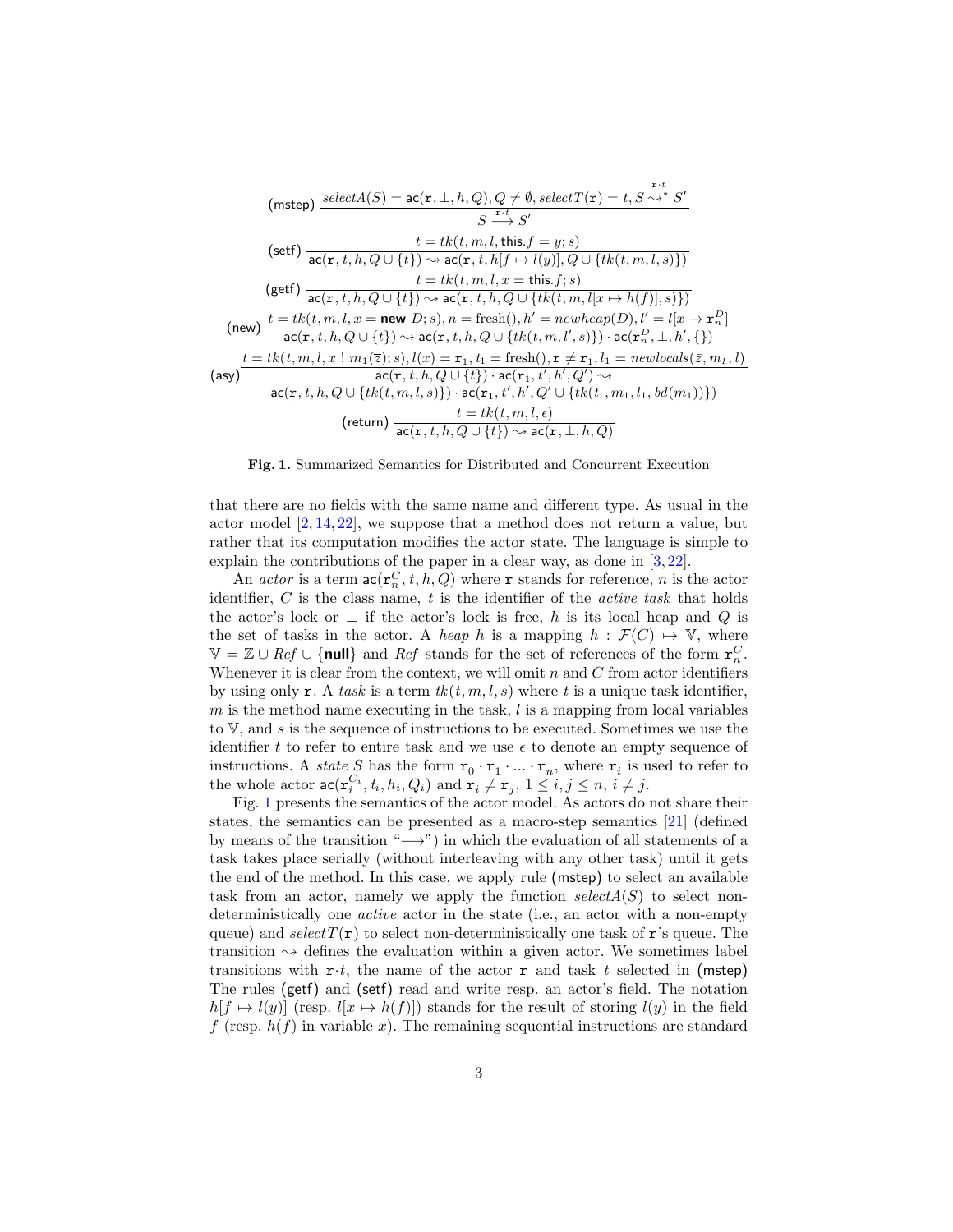$$\textsf{(mstep)}\ \frac{selectA(S) = \mathsf{ac}(\mathtt{r}, \bot, h, Q), Q \neq \emptyset, selectT(\mathtt{r}) = t, S \overset{\mathtt{r}\cdot t}{\leadsto^*} S'}{S \xrightarrow{\mathtt{r}\cdot t} S'}$$

$$\textsf{(setf)}\ \frac{t = tk(t, m, l, \mathsf{this}.f = y; s)}{\mathsf{ac}(\mathtt{r}, t, h, Q \cup \{t\}) \leadsto \mathsf{ac}(\mathtt{r}, t, h[f \mapsto l(y)], Q \cup \{tk(t, m, l, s)\})}$$

$$\textsf{(getf)}\ \frac{t = tk(t, m, l, x = \mathsf{this}.f; s)}{\mathsf{ac}(\mathtt{r}, t, h, Q \cup \{t\}) \leadsto \mathsf{ac}(\mathtt{r}, t, h, Q \cup \{tk(t, m, l[x \mapsto h(f)], s)\})}$$

$$\textsf{(new)}\ \frac{t = tk(t, m, l, x = \textbf{new}\ D; s), n = \text{fresh}(), h' = newheap(D), l' = l[x \rightarrow \mathtt{r}_n^D]}{\mathsf{ac}(\mathtt{r}, t, h, Q \cup \{t\}) \leadsto \mathsf{ac}(\mathtt{r}, t, h, Q \cup \{tk(t, m, l', s)\}) \cdot \mathsf{ac}(\mathtt{r}_n^D, \bot, h', \{\})}$$

$$\textsf{(asy)}\ \frac{t = tk(t, m, l, x\ !\ m_1(\overline{z}); s), l(x) = \mathtt{r}_1, t_1 = \text{fresh}(), \mathtt{r} \neq \mathtt{r}_1, l_1 = newlocals(\bar{z}, m_l, l)}{\begin{array}{c}\mathsf{ac}(\mathtt{r}, t, h, Q \cup \{t\}) \cdot \mathsf{ac}(\mathtt{r}_1, t', h', Q') \leadsto \\ \mathsf{ac}(\mathtt{r}, t, h, Q \cup \{tk(t, m, l, s)\}) \cdot \mathsf{ac}(\mathtt{r}_1, t', h', Q' \cup \{tk(t_1, m_1, l_1, bd(m_1))\})\end{array}}$$

$$\textsf{(return)}\ \frac{t = tk(t, m, l, \epsilon)}{\mathsf{ac}(\mathtt{r}, t, h, Q \cup \{t\}) \leadsto \mathsf{ac}(\mathtt{r}, \bot, h, Q)}$$

**Fig. 1.** Summarized Semantics for Distributed and Concurrent Execution

that there are no fields with the same name and different type. As usual in the actor model [2, 14, 22], we suppose that a method does not return a value, but rather that its computation modifies the actor state. The language is simple to explain the contributions of the paper in a clear way, as done in [3, 22].

An *actor* is a term $\mathsf{ac}(\mathtt{r}_n^C, t, h, Q)$ where $\mathtt{r}$ stands for reference, $n$ is the actor identifier, $C$ is the class name, $t$ is the identifier of the *active task* that holds the actor's lock or $\bot$ if the actor's lock is free, $h$ is its local heap and $Q$ is the set of tasks in the actor. A *heap* $h$ is a mapping $h : \mathcal{F}(C) \mapsto \mathbb{V}$, where $\mathbb{V} = \mathbb{Z} \cup Ref \cup \{\textbf{null}\}$ and $Ref$ stands for the set of references of the form $\mathtt{r}_n^C$. Whenever it is clear from the context, we will omit $n$ and $C$ from actor identifiers by using only $\mathtt{r}$. A *task* is a term $tk(t, m, l, s)$ where $t$ is a unique task identifier, $m$ is the method name executing in the task, $l$ is a mapping from local variables to $\mathbb{V}$, and $s$ is the sequence of instructions to be executed. Sometimes we use the identifier $t$ to refer to entire task and we use $\epsilon$ to denote an empty sequence of instructions. A *state* $S$ has the form $\mathtt{r}_0 \cdot \mathtt{r}_1 \cdot \ldots \cdot \mathtt{r}_n$, where $\mathtt{r}_i$ is used to refer to the whole actor $\mathsf{ac}(\mathtt{r}_i^{C_i}, t_i, h_i, Q_i)$ and $\mathtt{r}_i \neq \mathtt{r}_j$, $1 \leq i, j \leq n$, $i \neq j$.

Fig. 1 presents the semantics of the actor model. As actors do not share their states, the semantics can be presented as a macro-step semantics [21] (defined by means of the transition "$\longrightarrow$") in which the evaluation of all statements of a task takes place serially (without interleaving with any other task) until it gets the end of the method. In this case, we apply rule (mstep) to select an available task from an actor, namely we apply the function $selectA(S)$ to select non-deterministically one *active* actor in the state (i.e., an actor with a non-empty queue) and $selectT(\mathtt{r})$ to select non-deterministically one task of $\mathtt{r}$'s queue. The transition $\leadsto$ defines the evaluation within a given actor. We sometimes label transitions with $\mathtt{r}\cdot t$, the name of the actor $\mathtt{r}$ and task $t$ selected in (mstep) The rules (getf) and (setf) read and write resp. an actor's field. The notation $h[f \mapsto l(y)]$ (resp. $l[x \mapsto h(f)]$) stands for the result of storing $l(y)$ in the field $f$ (resp. $h(f)$ in variable $x$). The remaining sequential instructions are standard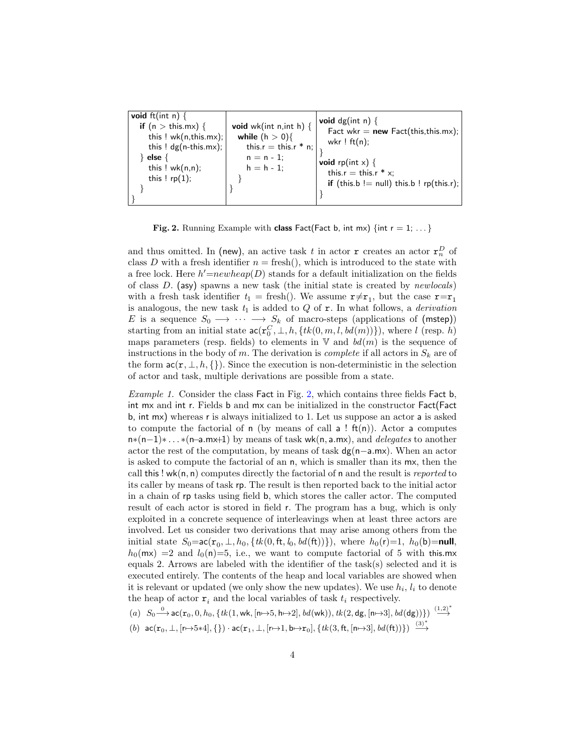```
void ft(int n) {
  if (n > this.mx) {
    this ! wk(n,this.mx);
    this ! dg(n-this.mx);
  } else {
    this ! wk(n,n);
    this ! rp(1);
  }
}
```

```
void wk(int n,int h) {
  while (h > 0){
    this.r = this.r * n;
    n = n - 1;
    h = h - 1;
  }
}
```

```
void dg(int n) {
  Fact wkr = new Fact(this,this.mx);
  wkr ! ft(n);
}
void rp(int x) {
  this.r = this.r * x;
  if (this.b != null) this.b ! rp(this.r);
}
```

**Fig. 2.** Running Example with **class** Fact(Fact b, int mx) {int r = 1; ... }

and thus omitted. In (new), an active task $t$ in actor $\mathtt{r}$ creates an actor $\mathtt{r}_n^D$ of class $D$ with a fresh identifier $n = \text{fresh}()$, which is introduced to the state with a free lock. Here $h'{=}newheap(D)$ stands for a default initialization on the fields of class $D$. (asy) spawns a new task (the initial state is created by *newlocals*) with a fresh task identifier $t_1 = \text{fresh}()$. We assume $\mathtt{r}{\neq}\mathtt{r}_1$, but the case $\mathtt{r}{=}\mathtt{r}_1$ is analogous, the new task $t_1$ is added to $Q$ of $\mathtt{r}$. In what follows, a *derivation* $E$ is a sequence $S_0 \longrightarrow \cdots \longrightarrow S_k$ of macro-steps (applications of (mstep)) starting from an initial state $\mathsf{ac}(\mathtt{r}_0^C, \bot, h, \{tk(0, m, l, bd(m))\})$, where $l$ (resp. $h$) maps parameters (resp. fields) to elements in $\mathbb{V}$ and $bd(m)$ is the sequence of instructions in the body of $m$. The derivation is *complete* if all actors in $S_k$ are of the form $\mathsf{ac}(\mathtt{r}, \bot, h, \{\})$. Since the execution is non-deterministic in the selection of actor and task, multiple derivations are possible from a state.

*Example 1.* Consider the class Fact in Fig. 2, which contains three fields Fact b, int mx and int r. Fields b and mx can be initialized in the constructor Fact(Fact b, int mx) whereas r is always initialized to 1. Let us suppose an actor a is asked to compute the factorial of n (by means of call a ! ft(n)). Actor a computes $\mathsf{n}{*}(\mathsf{n}{-}1){*}\ldots{*}(\mathsf{n}{-}\mathsf{a.mx}{+}1)$ by means of task wk(n, a.mx), and *delegates* to another actor the rest of the computation, by means of task dg(n−a.mx). When an actor is asked to compute the factorial of an n, which is smaller than its mx, then the call this ! wk(n, n) computes directly the factorial of n and the result is *reported* to its caller by means of task rp. The result is then reported back to the initial actor in a chain of rp tasks using field b, which stores the caller actor. The computed result of each actor is stored in field r. The program has a bug, which is only exploited in a concrete sequence of interleavings when at least three actors are involved. Let us consider two derivations that may arise among others from the initial state $S_0{=}\mathsf{ac}(\mathtt{r}_0, \bot, h_0, \{tk(0, \mathsf{ft}, l_0, bd(\mathsf{ft}))\})$, where $h_0(\mathsf{r}){=}1$, $h_0(\mathsf{b}){=}\textbf{null}$, $h_0(\mathsf{mx}) = 2$ and $l_0(\mathsf{n}){=}5$, i.e., we want to compute factorial of 5 with this.mx equals 2. Arrows are labeled with the identifier of the task(s) selected and it is executed entirely. The contents of the heap and local variables are showed when it is relevant or updated (we only show the new updates). We use $h_i$, $l_i$ to denote the heap of actor $\mathtt{r}_i$ and the local variables of task $t_i$ respectively.

$(a)$ $S_0 \xrightarrow{0} \mathsf{ac}(\mathtt{r}_0, 0, h_0, \{tk(1, \mathsf{wk}, [\mathsf{n}{\mapsto}5, \mathsf{h}{\mapsto}2], bd(\mathsf{wk})), tk(2, \mathsf{dg}, [\mathsf{n}{\mapsto}3], bd(\mathsf{dg}))\}) \xrightarrow{(1,2)^*}$

$(b)$ $\mathsf{ac}(\mathtt{r}_0, \bot, [\mathsf{r}{\mapsto}5{*}4], \{\}) \cdot \mathsf{ac}(\mathtt{r}_1, \bot, [\mathsf{r}{\mapsto}1, \mathsf{b}{\mapsto}\mathtt{r}_0], \{tk(3, \mathsf{ft}, [\mathsf{n}{\mapsto}3], bd(\mathsf{ft}))\}) \xrightarrow{(3)^*}$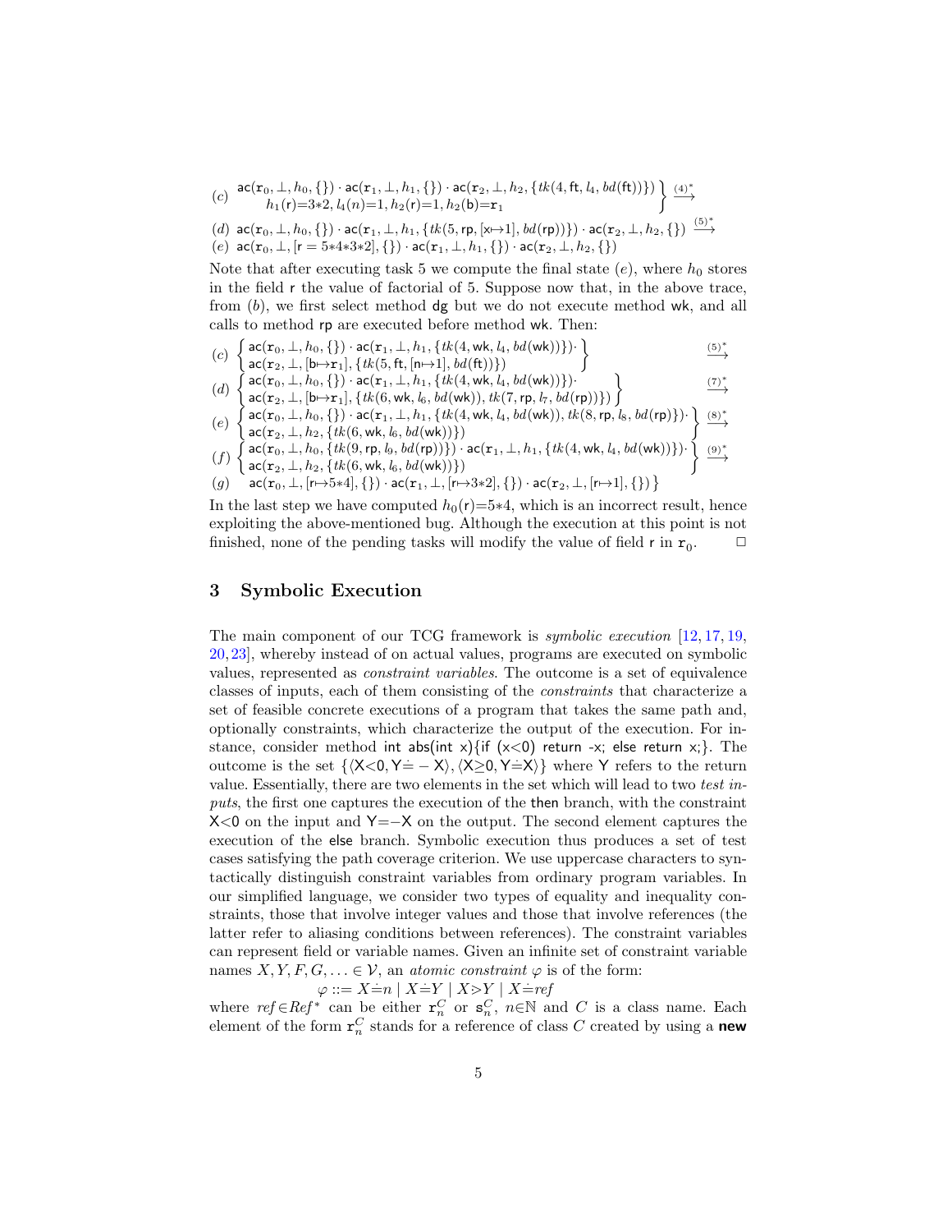$$(c)\ \left.\begin{array}{c}\mathsf{ac}(\mathtt{r}_0,\bot,h_0,\{\})\cdot\mathsf{ac}(\mathtt{r}_1,\bot,h_1,\{\})\cdot\mathsf{ac}(\mathtt{r}_2,\bot,h_2,\{tk(4,\mathsf{ft},l_4,bd(\mathsf{ft}))\})\\ h_1(\mathsf{r}){=}3{*}2,\ l_4(n){=}1,\ h_2(\mathsf{r}){=}1,\ h_2(\mathsf{b}){=}\mathtt{r}_1\end{array}\right\}\stackrel{(4)^*}{\longrightarrow}$$

$$(d)\ \mathsf{ac}(\mathtt{r}_0,\bot,h_0,\{\})\cdot\mathsf{ac}(\mathtt{r}_1,\bot,h_1,\{tk(5,\mathsf{rp},[\mathsf{x}\mapsto 1],bd(\mathsf{rp}))\})\cdot\mathsf{ac}(\mathtt{r}_2,\bot,h_2,\{\})\stackrel{(5)^*}{\longrightarrow}$$

$$(e)\ \mathsf{ac}(\mathtt{r}_0,\bot,[\mathsf{r}=5{*}4{*}3{*}2],\{\})\cdot\mathsf{ac}(\mathtt{r}_1,\bot,h_1,\{\})\cdot\mathsf{ac}(\mathtt{r}_2,\bot,h_2,\{\})$$

Note that after executing task 5 we compute the final state $(e)$, where $h_0$ stores in the field r the value of factorial of 5. Suppose now that, in the above trace, from $(b)$, we first select method dg but we do not execute method wk, and all calls to method rp are executed before method wk. Then:

$$(c)\ \left\{\begin{array}{l}\mathsf{ac}(\mathtt{r}_0,\bot,h_0,\{\})\cdot\mathsf{ac}(\mathtt{r}_1,\bot,h_1,\{tk(4,\mathsf{wk},l_4,bd(\mathsf{wk}))\})\cdot\\ \mathsf{ac}(\mathtt{r}_2,\bot,[\mathsf{b}\mapsto\mathtt{r}_1],\{tk(5,\mathsf{ft},[\mathsf{n}\mapsto 1],bd(\mathsf{ft}))\})\end{array}\right\}\stackrel{(5)^*}{\longrightarrow}$$

$$(d)\ \left\{\begin{array}{l}\mathsf{ac}(\mathtt{r}_0,\bot,h_0,\{\})\cdot\mathsf{ac}(\mathtt{r}_1,\bot,h_1,\{tk(4,\mathsf{wk},l_4,bd(\mathsf{wk}))\})\cdot\\ \mathsf{ac}(\mathtt{r}_2,\bot,[\mathsf{b}\mapsto\mathtt{r}_1],\{tk(6,\mathsf{wk},l_6,bd(\mathsf{wk})),tk(7,\mathsf{rp},l_7,bd(\mathsf{rp}))\})\end{array}\right\}\stackrel{(7)^*}{\longrightarrow}$$

$$(e)\ \left\{\begin{array}{l}\mathsf{ac}(\mathtt{r}_0,\bot,h_0,\{\})\cdot\mathsf{ac}(\mathtt{r}_1,\bot,h_1,\{tk(4,\mathsf{wk},l_4,bd(\mathsf{wk})),tk(8,\mathsf{rp},l_8,bd(\mathsf{rp}))\})\cdot\\ \mathsf{ac}(\mathtt{r}_2,\bot,h_2,\{tk(6,\mathsf{wk},l_6,bd(\mathsf{wk}))\})\end{array}\right\}\stackrel{(8)^*}{\longrightarrow}$$

$$(f)\ \left\{\begin{array}{l}\mathsf{ac}(\mathtt{r}_0,\bot,h_0,\{tk(9,\mathsf{rp},l_9,bd(\mathsf{rp}))\})\cdot\mathsf{ac}(\mathtt{r}_1,\bot,h_1,\{tk(4,\mathsf{wk},l_4,bd(\mathsf{wk}))\})\cdot\\ \mathsf{ac}(\mathtt{r}_2,\bot,h_2,\{tk(6,\mathsf{wk},l_6,bd(\mathsf{wk}))\})\end{array}\right\}\stackrel{(9)^*}{\longrightarrow}$$

$$(g)\ \ \mathsf{ac}(\mathtt{r}_0,\bot,[\mathsf{r}\mapsto 5{*}4],\{\})\cdot\mathsf{ac}(\mathtt{r}_1,\bot,[\mathsf{r}\mapsto 3{*}2],\{\})\cdot\mathsf{ac}(\mathtt{r}_2,\bot,[\mathsf{r}\mapsto 1],\{\})\,\}$$

In the last step we have computed $h_0(\mathsf{r}){=}5{*}4$, which is an incorrect result, hence exploiting the above-mentioned bug. Although the execution at this point is not finished, none of the pending tasks will modify the value of field r in $\mathtt{r}_0$. □

## 3 Symbolic Execution

The main component of our TCG framework is *symbolic execution* [12, 17, 19, 20, 23], whereby instead of on actual values, programs are executed on symbolic values, represented as *constraint variables*. The outcome is a set of equivalence classes of inputs, each of them consisting of the *constraints* that characterize a set of feasible concrete executions of a program that takes the same path and, optionally constraints, which characterize the output of the execution. For instance, consider method int abs(int x){if (x<0) return -x; else return x;}. The outcome is the set $\{\langle \mathsf{X}{<}0, \mathsf{Y}{\doteq}-\mathsf{X}\rangle, \langle \mathsf{X}{\geq}0, \mathsf{Y}{\doteq}\mathsf{X}\rangle\}$ where Y refers to the return value. Essentially, there are two elements in the set which will lead to two *test inputs*, the first one captures the execution of the then branch, with the constraint $\mathsf{X}{<}0$ on the input and $\mathsf{Y}{=}{-}\mathsf{X}$ on the output. The second element captures the execution of the else branch. Symbolic execution thus produces a set of test cases satisfying the path coverage criterion. We use uppercase characters to syntactically distinguish constraint variables from ordinary program variables. In our simplified language, we consider two types of equality and inequality constraints, those that involve integer values and those that involve references (the latter refer to aliasing conditions between references). The constraint variables can represent field or variable names. Given an infinite set of constraint variable names $X, Y, F, G, \ldots \in \mathcal{V}$, an *atomic constraint* $\varphi$ is of the form:

$$\varphi ::= X{\doteq}n \mid X{\doteq}Y \mid X{>}Y \mid X{\doteq}ref$$

where $ref{\in}Ref^*$ can be either $\mathtt{r}^C_n$ or $\mathtt{s}^C_n$, $n{\in}\mathbb{N}$ and $C$ is a class name. Each element of the form $\mathtt{r}^C_n$ stands for a reference of class $C$ created by using a **new**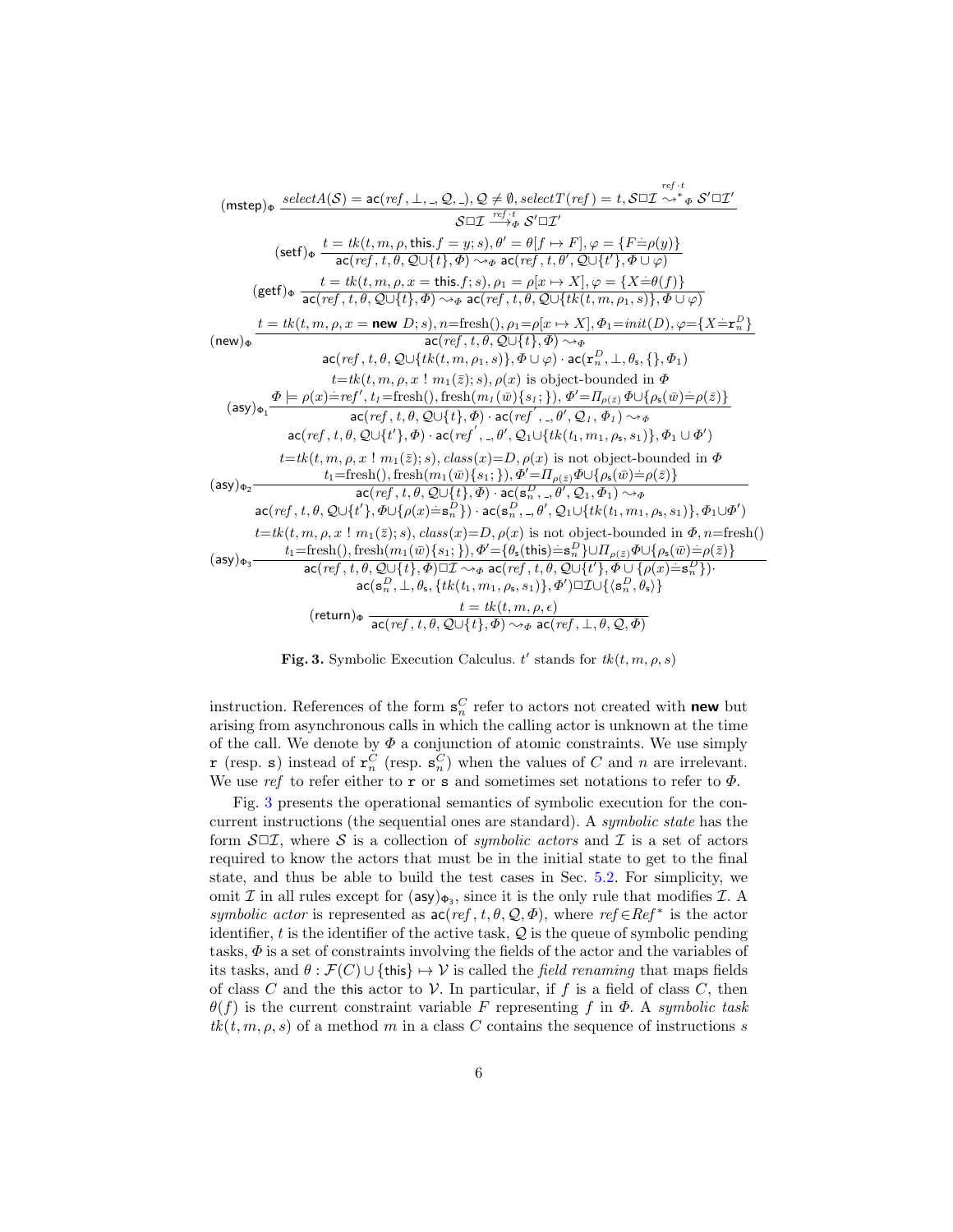$$(\mathsf{mstep})_\Phi\ \frac{selectA(\mathcal{S}) = \mathsf{ac}(ref, \bot, \_, \mathcal{Q}, \_), \mathcal{Q} \neq \emptyset, selectT(ref) = t, \mathcal{S}\Box\mathcal{I} \overset{ref\cdot t}{\leadsto^*}_\Phi \mathcal{S}'\Box\mathcal{I}'}{\mathcal{S}\Box\mathcal{I} \overset{ref\cdot t}{\longrightarrow}_\Phi \mathcal{S}'\Box\mathcal{I}'}$$

$$(\mathsf{setf})_\Phi\ \frac{t = tk(t, m, \rho, \mathsf{this}.f = y; s), \theta' = \theta[f \mapsto F], \varphi = \{F \dot{=} \rho(y)\}}{\mathsf{ac}(ref, t, \theta, \mathcal{Q} \cup \{t\}, \Phi) \leadsto_\Phi \mathsf{ac}(ref, t, \theta', \mathcal{Q} \cup \{t'\}, \Phi \cup \varphi)}$$

$$(\mathsf{getf})_\Phi\ \frac{t = tk(t, m, \rho, x = \mathsf{this}.f; s), \rho_1 = \rho[x \mapsto X], \varphi = \{X \dot{=} \theta(f)\}}{\mathsf{ac}(ref, t, \theta, \mathcal{Q} \cup \{t\}, \Phi) \leadsto_\Phi \mathsf{ac}(ref, t, \theta, \mathcal{Q} \cup \{tk(t, m, \rho_1, s)\}, \Phi \cup \varphi)}$$

$$(\mathsf{new})_\Phi\ \frac{t = tk(t, m, \rho, x = \mathbf{new}\ D; s), n = \text{fresh}(), \rho_1 = \rho[x \mapsto X], \Phi_1 = init(D), \varphi = \{X \dot{=} \mathtt{r}_n^D\}}{\begin{array}{c}\mathsf{ac}(ref, t, \theta, \mathcal{Q} \cup \{t\}, \Phi) \leadsto_\Phi \\ \mathsf{ac}(ref, t, \theta, \mathcal{Q} \cup \{tk(t, m, \rho_1, s)\}, \Phi \cup \varphi) \cdot \mathsf{ac}(\mathtt{r}_n^D, \bot, \theta_\mathsf{s}, \{\}, \Phi_1)\end{array}}$$

$$(\mathsf{asy})_{\Phi_1}\ \frac{\begin{array}{c} t = tk(t, m, \rho, x\ !\ m_1(\bar{z}); s), \rho(x) \text{ is object-bounded in } \Phi \\ \Phi \models \rho(x) \dot{=} ref', t_1 = \text{fresh}(), \text{fresh}(m_1(\bar{w})\{s_1;\}), \Phi' = \Pi_{\rho(\bar{z})}\Phi \cup \{\rho_\mathsf{s}(\bar{w}) \dot{=} \rho(\bar{z})\}\end{array}}{\begin{array}{c}\mathsf{ac}(ref, t, \theta, \mathcal{Q} \cup \{t\}, \Phi) \cdot \mathsf{ac}(ref', \_, \theta', \mathcal{Q}_1, \Phi_1) \leadsto_\Phi \\ \mathsf{ac}(ref, t, \theta, \mathcal{Q} \cup \{t'\}, \Phi) \cdot \mathsf{ac}(ref', \_, \theta', \mathcal{Q}_1 \cup \{tk(t_1, m_1, \rho_\mathsf{s}, s_1)\}, \Phi_1 \cup \Phi')\end{array}}$$

$$(\mathsf{asy})_{\Phi_2}\ \frac{\begin{array}{c} t = tk(t, m, \rho, x\ !\ m_1(\bar{z}); s), class(x) = D, \rho(x) \text{ is not object-bounded in } \Phi \\ t_1 = \text{fresh}(), \text{fresh}(m_1(\bar{w})\{s_1;\}), \Phi' = \Pi_{\rho(\bar{z})}\Phi \cup \{\rho_\mathsf{s}(\bar{w}) \dot{=} \rho(\bar{z})\}\end{array}}{\begin{array}{c}\mathsf{ac}(ref, t, \theta, \mathcal{Q} \cup \{t\}, \Phi) \cdot \mathsf{ac}(\mathtt{s}_n^D, \_, \theta', \mathcal{Q}_1, \Phi_1) \leadsto_\Phi \\ \mathsf{ac}(ref, t, \theta, \mathcal{Q} \cup \{t'\}, \Phi \cup \{\rho(x) \dot{=} \mathtt{s}_n^D\}) \cdot \mathsf{ac}(\mathtt{s}_n^D, \_, \theta', \mathcal{Q}_1 \cup \{tk(t_1, m_1, \rho_\mathsf{s}, s_1)\}, \Phi_1 \cup \Phi')\end{array}}$$

$$(\mathsf{asy})_{\Phi_3}\ \frac{\begin{array}{c} t = tk(t, m, \rho, x\ !\ m_1(\bar{z}); s), class(x) = D, \rho(x) \text{ is not object-bounded in } \Phi, n = \text{fresh}() \\ t_1 = \text{fresh}(), \text{fresh}(m_1(\bar{w})\{s_1;\}), \Phi' = \{\theta_\mathsf{s}(\mathsf{this}) \dot{=} \mathtt{s}_n^D\} \cup \Pi_{\rho(\bar{z})}\Phi \cup \{\rho_\mathsf{s}(\bar{w}) \dot{=} \rho(\bar{z})\}\end{array}}{\begin{array}{c}\mathsf{ac}(ref, t, \theta, \mathcal{Q} \cup \{t\}, \Phi)\Box\mathcal{I} \leadsto_\Phi \mathsf{ac}(ref, t, \theta, \mathcal{Q} \cup \{t'\}, \Phi \cup \{\rho(x) \dot{=} \mathtt{s}_n^D\}) \cdot \\ \mathsf{ac}(\mathtt{s}_n^D, \bot, \theta_\mathsf{s}, \{tk(t_1, m_1, \rho_\mathsf{s}, s_1)\}, \Phi')\Box\mathcal{I} \cup \{\langle \mathtt{s}_n^D, \theta_\mathsf{s}\rangle\}\end{array}}$$

$$(\mathsf{return})_\Phi\ \frac{t = tk(t, m, \rho, \epsilon)}{\mathsf{ac}(ref, t, \theta, \mathcal{Q} \cup \{t\}, \Phi) \leadsto_\Phi \mathsf{ac}(ref, \bot, \theta, \mathcal{Q}, \Phi)}$$

**Fig. 3.** Symbolic Execution Calculus. $t'$ stands for $tk(t, m, \rho, s)$

instruction. References of the form $\mathtt{s}_n^C$ refer to actors not created with **new** but arising from asynchronous calls in which the calling actor is unknown at the time of the call. We denote by $\Phi$ a conjunction of atomic constraints. We use simply $\mathtt{r}$ (resp. $\mathtt{s}$) instead of $\mathtt{r}_n^C$ (resp. $\mathtt{s}_n^C$) when the values of $C$ and $n$ are irrelevant. We use $ref$ to refer either to $\mathtt{r}$ or $\mathtt{s}$ and sometimes set notations to refer to $\Phi$.

Fig. 3 presents the operational semantics of symbolic execution for the concurrent instructions (the sequential ones are standard). A *symbolic state* has the form $\mathcal{S}\Box\mathcal{I}$, where $\mathcal{S}$ is a collection of *symbolic actors* and $\mathcal{I}$ is a set of actors required to know the actors that must be in the initial state to get to the final state, and thus be able to build the test cases in Sec. 5.2. For simplicity, we omit $\mathcal{I}$ in all rules except for $(\mathsf{asy})_{\Phi_3}$, since it is the only rule that modifies $\mathcal{I}$. A *symbolic actor* is represented as $\mathsf{ac}(ref, t, \theta, \mathcal{Q}, \Phi)$, where $ref \in Ref^*$ is the actor identifier, $t$ is the identifier of the active task, $\mathcal{Q}$ is the queue of symbolic pending tasks, $\Phi$ is a set of constraints involving the fields of the actor and the variables of its tasks, and $\theta : \mathcal{F}(C) \cup \{\mathsf{this}\} \mapsto \mathcal{V}$ is called the *field renaming* that maps fields of class $C$ and the $\mathsf{this}$ actor to $\mathcal{V}$. In particular, if $f$ is a field of class $C$, then $\theta(f)$ is the current constraint variable $F$ representing $f$ in $\Phi$. A *symbolic task* $tk(t, m, \rho, s)$ of a method $m$ in a class $C$ contains the sequence of instructions $s$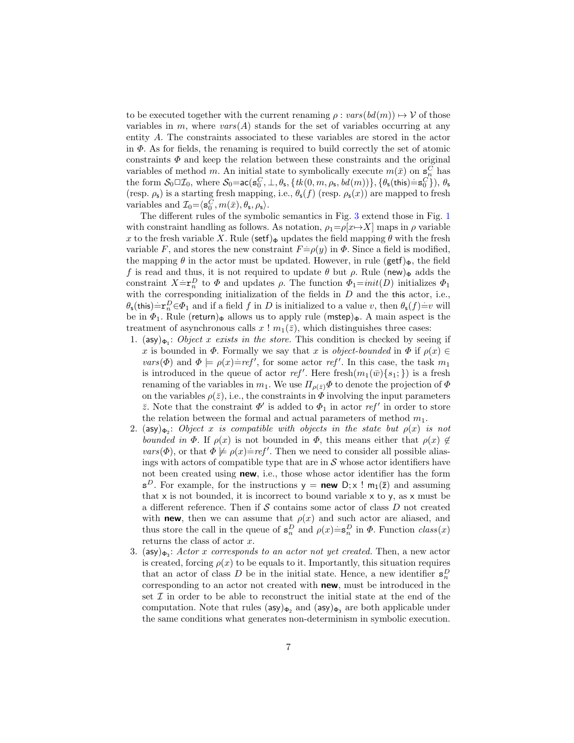to be executed together with the current renaming $\rho : vars(bd(m)) \mapsto \mathcal{V}$ of those variables in $m$, where $vars(A)$ stands for the set of variables occurring at any entity $A$. The constraints associated to these variables are stored in the actor in $\Phi$. As for fields, the renaming is required to build correctly the set of atomic constraints $\Phi$ and keep the relation between these constraints and the original variables of method $m$. An initial state to symbolically execute $m(\bar{x})$ on $\mathsf{s}_n^C$ has the form $\mathcal{S}_0 \Box \mathcal{I}_0$, where $\mathcal{S}_0 = \mathsf{ac}(\mathsf{s}_0^C, \bot, \theta_\mathsf{s}, \{tk(0, m, \rho_\mathsf{s}, bd(m))\}, \{\theta_\mathsf{s}(\mathsf{this}) \doteq \mathsf{s}_0^C\})$, $\theta_\mathsf{s}$ (resp. $\rho_\mathsf{s}$) is a starting fresh mapping, i.e., $\theta_\mathsf{s}(f)$ (resp. $\rho_\mathsf{s}(x)$) are mapped to fresh variables and $\mathcal{I}_0 = \langle \mathsf{s}_0^C, m(\bar{x}), \theta_\mathsf{s}, \rho_\mathsf{s} \rangle$.

The different rules of the symbolic semantics in Fig. 3 extend those in Fig. 1 with constraint handling as follows. As notation, $\rho_1 = \rho[x \mapsto X]$ maps in $\rho$ variable $x$ to the fresh variable $X$. Rule $(\mathsf{setf})_\Phi$ updates the field mapping $\theta$ with the fresh variable $F$, and stores the new constraint $F \doteq \rho(y)$ in $\Phi$. Since a field is modified, the mapping $\theta$ in the actor must be updated. However, in rule $(\mathsf{getf})_\Phi$, the field $f$ is read and thus, it is not required to update $\theta$ but $\rho$. Rule $(\mathsf{new})_\Phi$ adds the constraint $X \doteq \mathsf{r}_n^D$ to $\Phi$ and updates $\rho$. The function $\Phi_1 = init(D)$ initializes $\Phi_1$ with the corresponding initialization of the fields in $D$ and the this actor, i.e., $\theta_\mathsf{s}(\mathsf{this}) \doteq \mathsf{r}_n^D \in \Phi_1$ and if a field $f$ in $D$ is initialized to a value $v$, then $\theta_\mathsf{s}(f) \doteq v$ will be in $\Phi_1$. Rule $(\mathsf{return})_\Phi$ allows us to apply rule $(\mathsf{mstep})_\Phi$. A main aspect is the treatment of asynchronous calls $x\ !\ m_1(\bar{z})$, which distinguishes three cases:

1. $(\mathsf{asy})_{\Phi_1}$: *Object $x$ exists in the store.* This condition is checked by seeing if $x$ is bounded in $\Phi$. Formally we say that $x$ is *object-bounded* in $\Phi$ if $\rho(x) \in vars(\Phi)$ and $\Phi \models \rho(x) \doteq ref'$, for some actor $ref'$. In this case, the task $m_1$ is introduced in the queue of actor $ref'$. Here fresh$(m_1(\bar{w})\{s_1;\})$ is a fresh renaming of the variables in $m_1$. We use $\Pi_{\rho(\bar{z})}\Phi$ to denote the projection of $\Phi$ on the variables $\rho(\bar{z})$, i.e., the constraints in $\Phi$ involving the input parameters $\bar{z}$. Note that the constraint $\Phi'$ is added to $\Phi_1$ in actor $ref'$ in order to store the relation between the formal and actual parameters of method $m_1$.
2. $(\mathsf{asy})_{\Phi_2}$: *Object $x$ is compatible with objects in the state but $\rho(x)$ is not bounded in $\Phi$.* If $\rho(x)$ is not bounded in $\Phi$, this means either that $\rho(x) \notin vars(\Phi)$, or that $\Phi \not\models \rho(x) \doteq ref'$. Then we need to consider all possible aliasings with actors of compatible type that are in $\mathcal{S}$ whose actor identifiers have not been created using **new**, i.e., those whose actor identifier has the form $\mathsf{s}^D$. For example, for the instructions y = **new** D; x ! m₁(z̄) and assuming that x is not bounded, it is incorrect to bound variable x to y, as x must be a different reference. Then if $\mathcal{S}$ contains some actor of class $D$ not created with **new**, then we can assume that $\rho(x)$ and such actor are aliased, and thus store the call in the queue of $\mathsf{s}_n^D$ and $\rho(x) \doteq \mathsf{s}_n^D$ in $\Phi$. Function $class(x)$ returns the class of actor $x$.
3. $(\mathsf{asy})_{\Phi_3}$: *Actor $x$ corresponds to an actor not yet created.* Then, a new actor is created, forcing $\rho(x)$ to be equals to it. Importantly, this situation requires that an actor of class $D$ be in the initial state. Hence, a new identifier $\mathsf{s}_n^D$ corresponding to an actor not created with **new**, must be introduced in the set $\mathcal{I}$ in order to be able to reconstruct the initial state at the end of the computation. Note that rules $(\mathsf{asy})_{\Phi_2}$ and $(\mathsf{asy})_{\Phi_3}$ are both applicable under the same conditions what generates non-determinism in symbolic execution.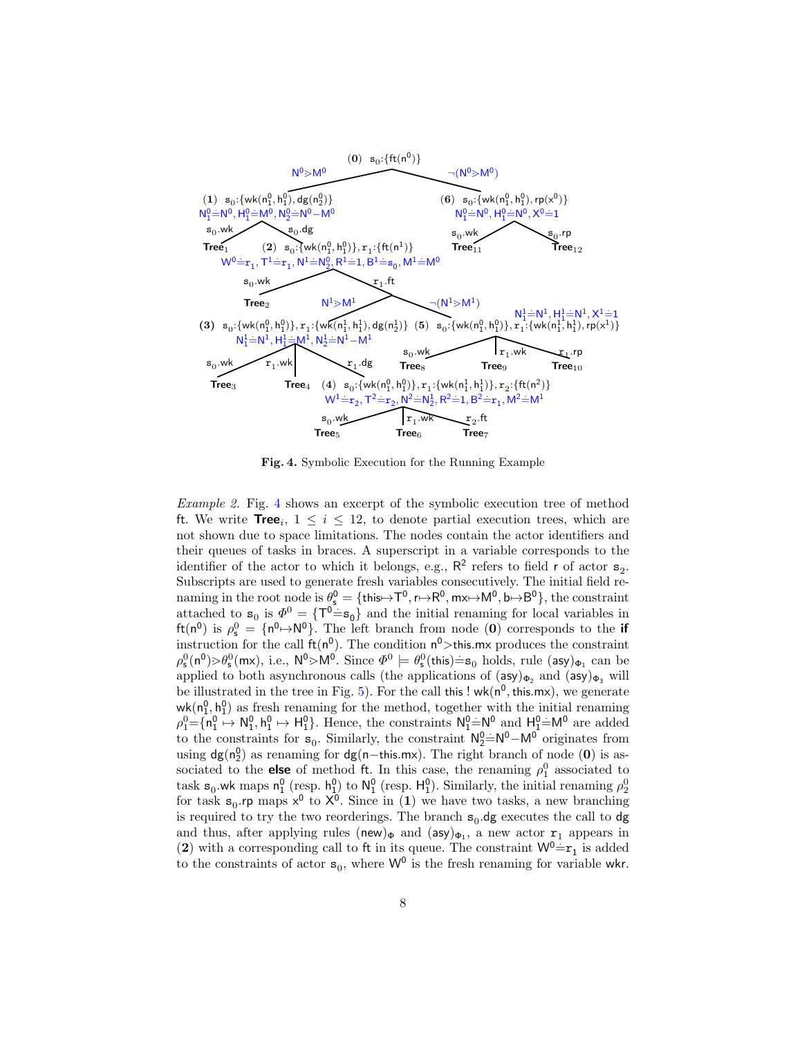**Fig. 4.** Symbolic Execution for the Running Example

*Example 2.* Fig. 4 shows an excerpt of the symbolic execution tree of method ft. We write $\mathbf{Tree}_i$, $1 \leq i \leq 12$, to denote partial execution trees, which are not shown due to space limitations. The nodes contain the actor identifiers and their queues of tasks in braces. A superscript in a variable corresponds to the identifier of the actor to which it belongs, e.g., $\mathsf{R}^2$ refers to field $\mathsf{r}$ of actor $\mathtt{s}_2$. Subscripts are used to generate fresh variables consecutively. The initial field renaming in the root node is $\theta^0_\mathsf{s} = \{\mathsf{this} {\mapsto} \mathsf{T}^0, \mathsf{r} {\mapsto} \mathsf{R}^0, \mathsf{mx} {\mapsto} \mathsf{M}^0, \mathsf{b} {\mapsto} \mathsf{B}^0\}$, the constraint attached to $\mathtt{s}_0$ is $\Phi^0 = \{\mathsf{T}^0 \dot{=} \mathtt{s}_0\}$ and the initial renaming for local variables in $\mathsf{ft}(\mathsf{n}^0)$ is $\rho^0_\mathsf{s} = \{\mathsf{n}^0 {\mapsto} \mathsf{N}^0\}$. The left branch from node (**0**) corresponds to the **if** instruction for the call $\mathsf{ft}(\mathsf{n}^0)$. The condition $\mathsf{n}^0 {>} \mathsf{this.mx}$ produces the constraint $\rho^0_\mathsf{s}(\mathsf{n}^0) {>} \theta^0_\mathsf{s}(\mathsf{mx})$, i.e., $\mathsf{N}^0 {>} \mathsf{M}^0$. Since $\Phi^0 \models \theta^0_\mathsf{s}(\mathsf{this}) \dot{=} \mathtt{s}_0$ holds, rule $(\mathsf{asy})_{\Phi_1}$ can be applied to both asynchronous calls (the applications of $(\mathsf{asy})_{\Phi_2}$ and $(\mathsf{asy})_{\Phi_3}$ will be illustrated in the tree in Fig. 5). For the call $\mathsf{this}\ !\ \mathsf{wk}(\mathsf{n}^0, \mathsf{this.mx})$, we generate $\mathsf{wk}(\mathsf{n}^0_1, \mathsf{h}^0_1)$ as fresh renaming for the method, together with the initial renaming $\rho^0_1 {=} \{\mathsf{n}^0_1 \mapsto \mathsf{N}^0_1, \mathsf{h}^0_1 \mapsto \mathsf{H}^0_1\}$. Hence, the constraints $\mathsf{N}^0_1 \dot{=} \mathsf{N}^0$ and $\mathsf{H}^0_1 \dot{=} \mathsf{M}^0$ are added to the constraints for $\mathtt{s}_0$. Similarly, the constraint $\mathsf{N}^0_2 \dot{=} \mathsf{N}^0 {-} \mathsf{M}^0$ originates from using $\mathsf{dg}(\mathsf{n}^0_2)$ as renaming for $\mathsf{dg}(\mathsf{n} {-} \mathsf{this.mx})$. The right branch of node (**0**) is associated to the **else** of method ft. In this case, the renaming $\rho^0_1$ associated to task $\mathtt{s}_0.\mathsf{wk}$ maps $\mathsf{n}^0_1$ (resp. $\mathsf{h}^0_1$) to $\mathsf{N}^0_1$ (resp. $\mathsf{H}^0_1$). Similarly, the initial renaming $\rho^0_2$ for task $\mathtt{s}_0.\mathsf{rp}$ maps $\mathsf{x}^0$ to $\mathsf{X}^0$. Since in (**1**) we have two tasks, a new branching is required to try the two reorderings. The branch $\mathtt{s}_0.\mathsf{dg}$ executes the call to dg and thus, after applying rules $(\mathsf{new})_\Phi$ and $(\mathsf{asy})_{\Phi_1}$, a new actor $\mathtt{r}_1$ appears in (**2**) with a corresponding call to ft in its queue. The constraint $\mathsf{W}^0 \dot{=} \mathtt{r}_1$ is added to the constraints of actor $\mathtt{s}_0$, where $\mathsf{W}^0$ is the fresh renaming for variable wkr.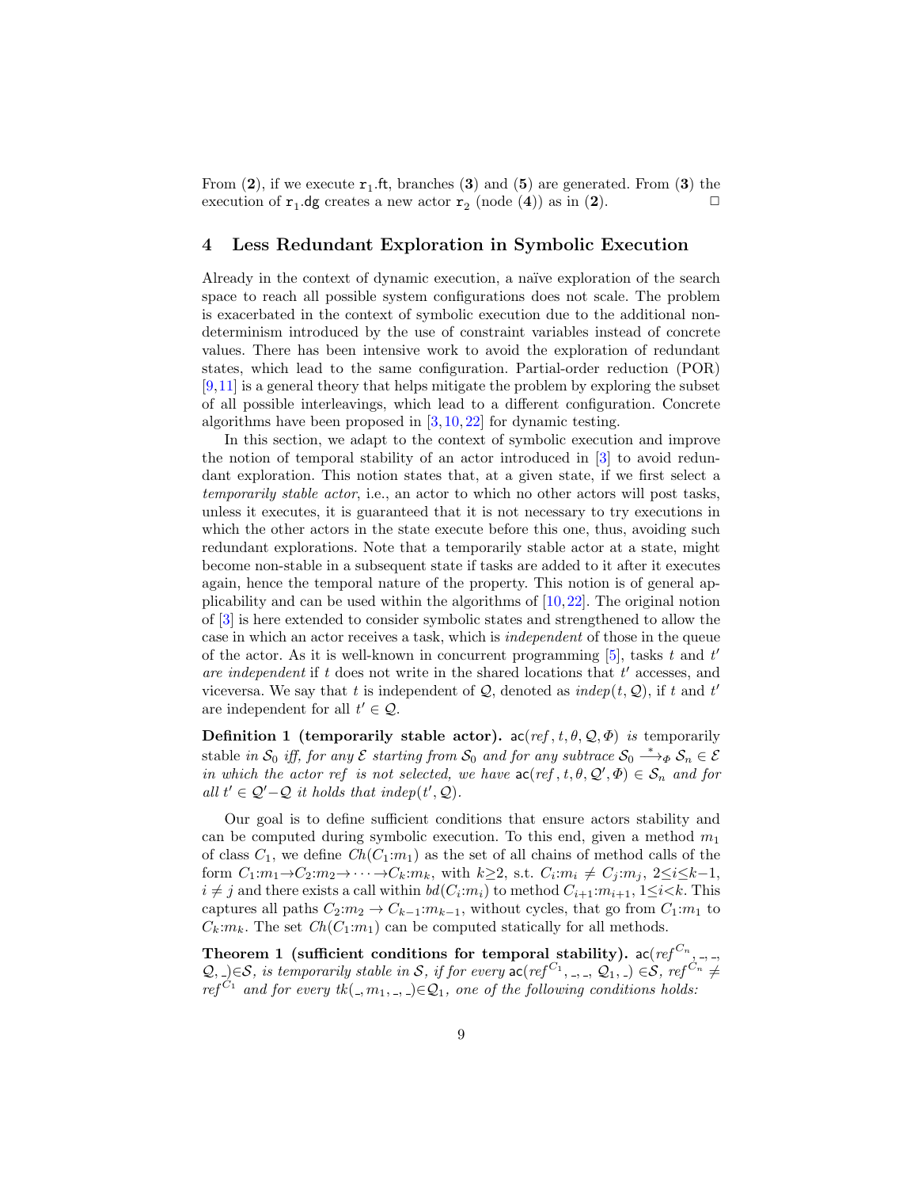From (**2**), if we execute $\mathtt{r}_1.\mathsf{ft}$, branches (**3**) and (**5**) are generated. From (**3**) the execution of $\mathtt{r}_1.\mathsf{dg}$ creates a new actor $\mathtt{r}_2$ (node (**4**)) as in (**2**). $\square$

## 4 Less Redundant Exploration in Symbolic Execution

Already in the context of dynamic execution, a naïve exploration of the search space to reach all possible system configurations does not scale. The problem is exacerbated in the context of symbolic execution due to the additional non-determinism introduced by the use of constraint variables instead of concrete values. There has been intensive work to avoid the exploration of redundant states, which lead to the same configuration. Partial-order reduction (POR) [9,11] is a general theory that helps mitigate the problem by exploring the subset of all possible interleavings, which lead to a different configuration. Concrete algorithms have been proposed in [3,10,22] for dynamic testing.

In this section, we adapt to the context of symbolic execution and improve the notion of temporal stability of an actor introduced in [3] to avoid redundant exploration. This notion states that, at a given state, if we first select a *temporarily stable actor*, i.e., an actor to which no other actors will post tasks, unless it executes, it is guaranteed that it is not necessary to try executions in which the other actors in the state execute before this one, thus, avoiding such redundant explorations. Note that a temporarily stable actor at a state, might become non-stable in a subsequent state if tasks are added to it after it executes again, hence the temporal nature of the property. This notion is of general applicability and can be used within the algorithms of [10,22]. The original notion of [3] is here extended to consider symbolic states and strengthened to allow the case in which an actor receives a task, which is *independent* of those in the queue of the actor. As it is well-known in concurrent programming [5], tasks $t$ and $t'$ *are independent* if $t$ does not write in the shared locations that $t'$ accesses, and viceversa. We say that $t$ is independent of $\mathcal{Q}$, denoted as $indep(t, \mathcal{Q})$, if $t$ and $t'$ are independent for all $t' \in \mathcal{Q}$.

**Definition 1 (temporarily stable actor).** *$\mathsf{ac}(ref, t, \theta, \mathcal{Q}, \Phi)$ is* temporarily stable *in $\mathcal{S}_0$ iff, for any $\mathcal{E}$ starting from $\mathcal{S}_0$ and for any subtrace $\mathcal{S}_0 \xrightarrow{*}_{\Phi} \mathcal{S}_n \in \mathcal{E}$ in which the actor $ref$ is not selected, we have $\mathsf{ac}(ref, t, \theta, \mathcal{Q}', \Phi) \in \mathcal{S}_n$ and for all $t' \in \mathcal{Q}' - \mathcal{Q}$ it holds that $indep(t', \mathcal{Q})$.*

Our goal is to define sufficient conditions that ensure actors stability and can be computed during symbolic execution. To this end, given a method $m_1$ of class $C_1$, we define $Ch(C_1{:}m_1)$ as the set of all chains of method calls of the form $C_1{:}m_1 \to C_2{:}m_2 \to \cdots \to C_k{:}m_k$, with $k \geq 2$, s.t. $C_i{:}m_i \neq C_j{:}m_j$, $2 \leq i \leq k-1$, $i \neq j$ and there exists a call within $bd(C_i{:}m_i)$ to method $C_{i+1}{:}m_{i+1}$, $1 \leq i < k$. This captures all paths $C_2{:}m_2 \to C_{k-1}{:}m_{k-1}$, without cycles, that go from $C_1{:}m_1$ to $C_k{:}m_k$. The set $Ch(C_1{:}m_1)$ can be computed statically for all methods.

**Theorem 1 (sufficient conditions for temporal stability).** *$\mathsf{ac}(ref^{C_n}, \_, \_, \mathcal{Q}, \_) \in \mathcal{S}$, is temporarily stable in $\mathcal{S}$, if for every $\mathsf{ac}(ref^{C_1}, \_, \_, \mathcal{Q}_1, \_) \in \mathcal{S}$, $ref^{C_n} \neq ref^{C_1}$ and for every $tk(\_, m_1, \_, \_) \in \mathcal{Q}_1$, one of the following conditions holds:*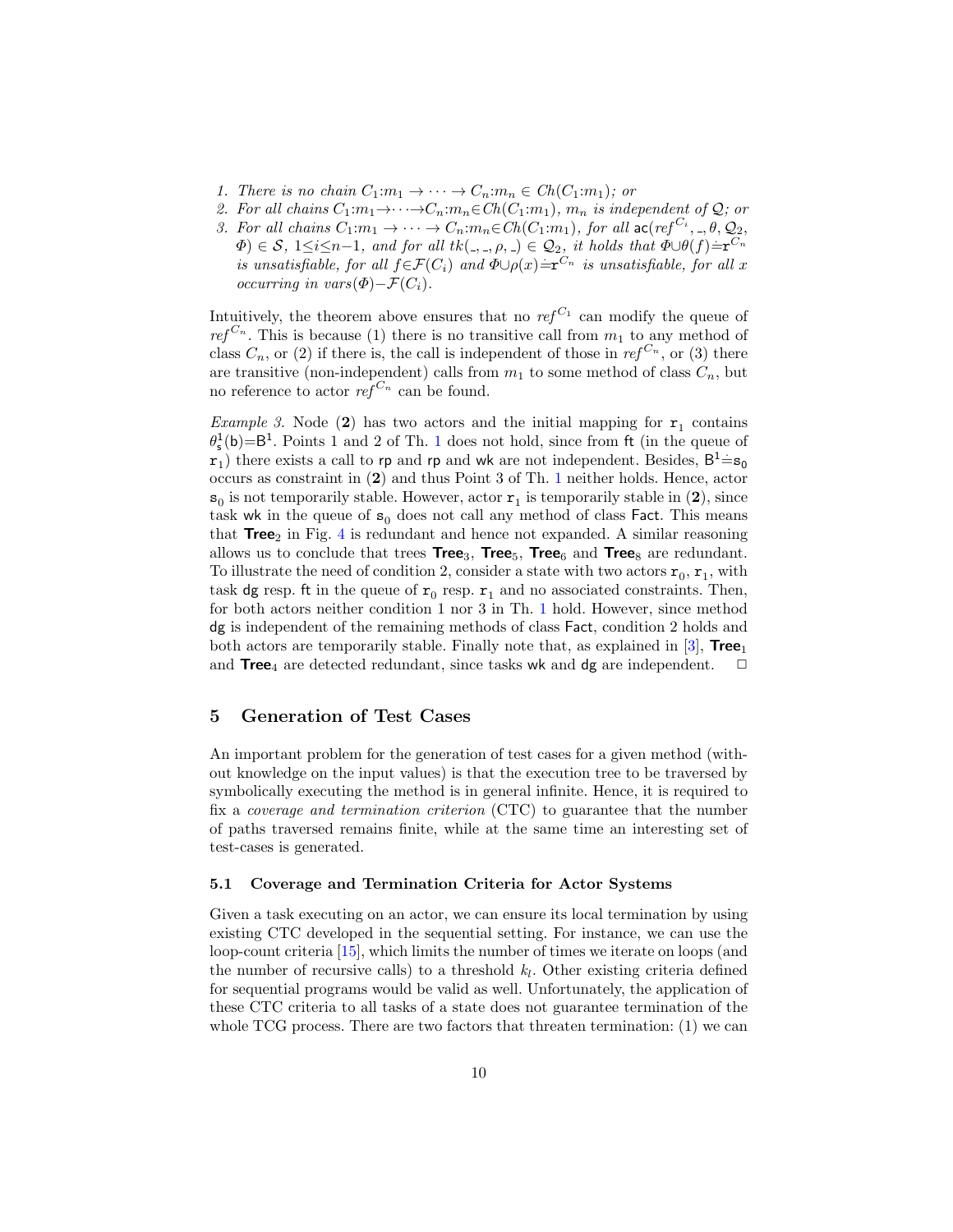1. *There is no chain* $C_1{:}m_1 \rightarrow \cdots \rightarrow C_n{:}m_n \in Ch(C_1{:}m_1)$*; or*
2. *For all chains* $C_1{:}m_1{\rightarrow}\cdots{\rightarrow}C_n{:}m_n{\in}Ch(C_1{:}m_1)$*,* $m_n$ *is independent of* $\mathcal{Q}$*; or*
3. *For all chains* $C_1{:}m_1 \rightarrow \cdots \rightarrow C_n{:}m_n{\in}Ch(C_1{:}m_1)$*, for all* $\mathsf{ac}(ref^{C_i}, \_, \theta, \mathcal{Q}_2, \Phi) \in \mathcal{S}$*,* $1{\leq}i{\leq}n{-}1$*, and for all* $tk(\_, \_, \rho, \_) \in \mathcal{Q}_2$*, it holds that* $\Phi{\cup}\theta(f){\doteq}\mathtt{r}^{C_n}$ *is unsatisfiable, for all* $f{\in}\mathcal{F}(C_i)$ *and* $\Phi{\cup}\rho(x){\doteq}\mathtt{r}^{C_n}$ *is unsatisfiable, for all* $x$ *occurring in* $vars(\Phi){-}\mathcal{F}(C_i)$*.*

Intuitively, the theorem above ensures that no $ref^{C_1}$ can modify the queue of $ref^{C_n}$. This is because (1) there is no transitive call from $m_1$ to any method of class $C_n$, or (2) if there is, the call is independent of those in $ref^{C_n}$, or (3) there are transitive (non-independent) calls from $m_1$ to some method of class $C_n$, but no reference to actor $ref^{C_n}$ can be found.

*Example 3.* Node (**2**) has two actors and the initial mapping for $\mathtt{r}_1$ contains $\theta^1_{\mathsf{s}}(\mathsf{b}){=}\mathsf{B}^1$. Points 1 and 2 of Th. 1 does not hold, since from ft (in the queue of $\mathtt{r}_1$) there exists a call to rp and rp and wk are not independent. Besides, $\mathsf{B}^1{\doteq}\mathsf{s}_0$ occurs as constraint in (**2**) and thus Point 3 of Th. 1 neither holds. Hence, actor $\mathtt{s}_0$ is not temporarily stable. However, actor $\mathtt{r}_1$ is temporarily stable in (**2**), since task wk in the queue of $\mathtt{s}_0$ does not call any method of class Fact. This means that **Tree**$_2$ in Fig. 4 is redundant and hence not expanded. A similar reasoning allows us to conclude that trees **Tree**$_3$, **Tree**$_5$, **Tree**$_6$ and **Tree**$_8$ are redundant. To illustrate the need of condition 2, consider a state with two actors $\mathtt{r}_0$, $\mathtt{r}_1$, with task dg resp. ft in the queue of $\mathtt{r}_0$ resp. $\mathtt{r}_1$ and no associated constraints. Then, for both actors neither condition 1 nor 3 in Th. 1 hold. However, since method dg is independent of the remaining methods of class Fact, condition 2 holds and both actors are temporarily stable. Finally note that, as explained in [3], **Tree**$_1$ and **Tree**$_4$ are detected redundant, since tasks wk and dg are independent. ☐

## 5 Generation of Test Cases

An important problem for the generation of test cases for a given method (without knowledge on the input values) is that the execution tree to be traversed by symbolically executing the method is in general infinite. Hence, it is required to fix a *coverage and termination criterion* (CTC) to guarantee that the number of paths traversed remains finite, while at the same time an interesting set of test-cases is generated.

### 5.1 Coverage and Termination Criteria for Actor Systems

Given a task executing on an actor, we can ensure its local termination by using existing CTC developed in the sequential setting. For instance, we can use the loop-count criteria [15], which limits the number of times we iterate on loops (and the number of recursive calls) to a threshold $k_l$. Other existing criteria defined for sequential programs would be valid as well. Unfortunately, the application of these CTC criteria to all tasks of a state does not guarantee termination of the whole TCG process. There are two factors that threaten termination: (1) we can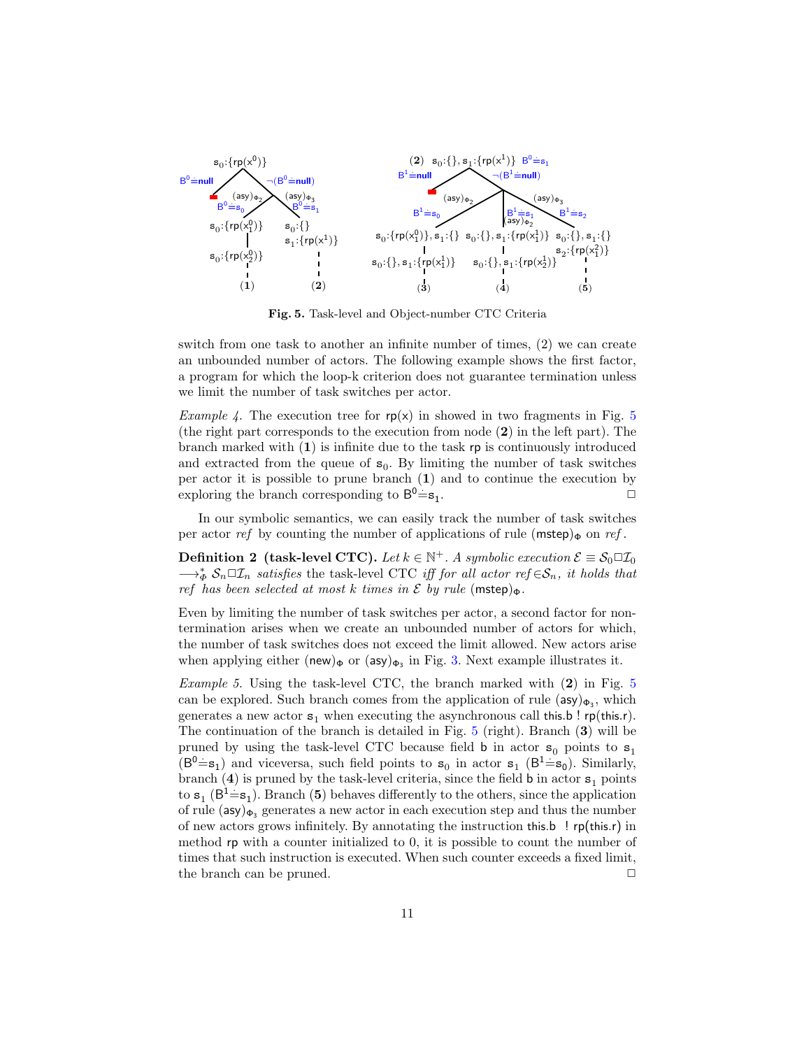**Fig. 5.** Task-level and Object-number CTC Criteria

switch from one task to another an infinite number of times, (2) we can create an unbounded number of actors. The following example shows the first factor, a program for which the loop-k criterion does not guarantee termination unless we limit the number of task switches per actor.

*Example 4.* The execution tree for $\mathsf{rp(x)}$ in showed in two fragments in Fig. 5 (the right part corresponds to the execution from node (**2**) in the left part). The branch marked with (**1**) is infinite due to the task $\mathsf{rp}$ is continuously introduced and extracted from the queue of $\mathsf{s}_0$. By limiting the number of task switches per actor it is possible to prune branch (**1**) and to continue the execution by exploring the branch corresponding to $\mathsf{B}^0 \doteq \mathsf{s}_1$. □

In our symbolic semantics, we can easily track the number of task switches per actor *ref* by counting the number of applications of rule $(\mathsf{mstep})_\Phi$ on *ref*.

**Definition 2 (task-level CTC).** *Let $k \in \mathbb{N}^+$. A symbolic execution $\mathcal{E} \equiv \mathcal{S}_0 \Box \mathcal{I}_0 \longrightarrow^*_\Phi \mathcal{S}_n \Box \mathcal{I}_n$ satisfies* the task-level CTC *iff for all actor ref$\in\mathcal{S}_n$, it holds that ref has been selected at most k times in $\mathcal{E}$ by rule* $(\mathsf{mstep})_\Phi$.

Even by limiting the number of task switches per actor, a second factor for non-termination arises when we create an unbounded number of actors for which, the number of task switches does not exceed the limit allowed. New actors arise when applying either $(\mathsf{new})_\Phi$ or $(\mathsf{asy})_{\Phi_3}$ in Fig. 3. Next example illustrates it.

*Example 5.* Using the task-level CTC, the branch marked with (**2**) in Fig. 5 can be explored. Such branch comes from the application of rule $(\mathsf{asy})_{\Phi_3}$, which generates a new actor $\mathsf{s}_1$ when executing the asynchronous call $\mathsf{this.b\ !\ rp(this.r)}$. The continuation of the branch is detailed in Fig. 5 (right). Branch (**3**) will be pruned by using the task-level CTC because field $\mathsf{b}$ in actor $\mathsf{s}_0$ points to $\mathsf{s}_1$ ($\mathsf{B}^0 \doteq \mathsf{s}_1$) and viceversa, such field points to $\mathsf{s}_0$ in actor $\mathsf{s}_1$ ($\mathsf{B}^1 \doteq \mathsf{s}_0$). Similarly, branch (**4**) is pruned by the task-level criteria, since the field $\mathsf{b}$ in actor $\mathsf{s}_1$ points to $\mathsf{s}_1$ ($\mathsf{B}^1 \doteq \mathsf{s}_1$). Branch (**5**) behaves differently to the others, since the application of rule $(\mathsf{asy})_{\Phi_3}$ generates a new actor in each execution step and thus the number of new actors grows infinitely. By annotating the instruction $\mathsf{this.b\ \ !\ rp(this.r)}$ in method $\mathsf{rp}$ with a counter initialized to 0, it is possible to count the number of times that such instruction is executed. When such counter exceeds a fixed limit, the branch can be pruned. □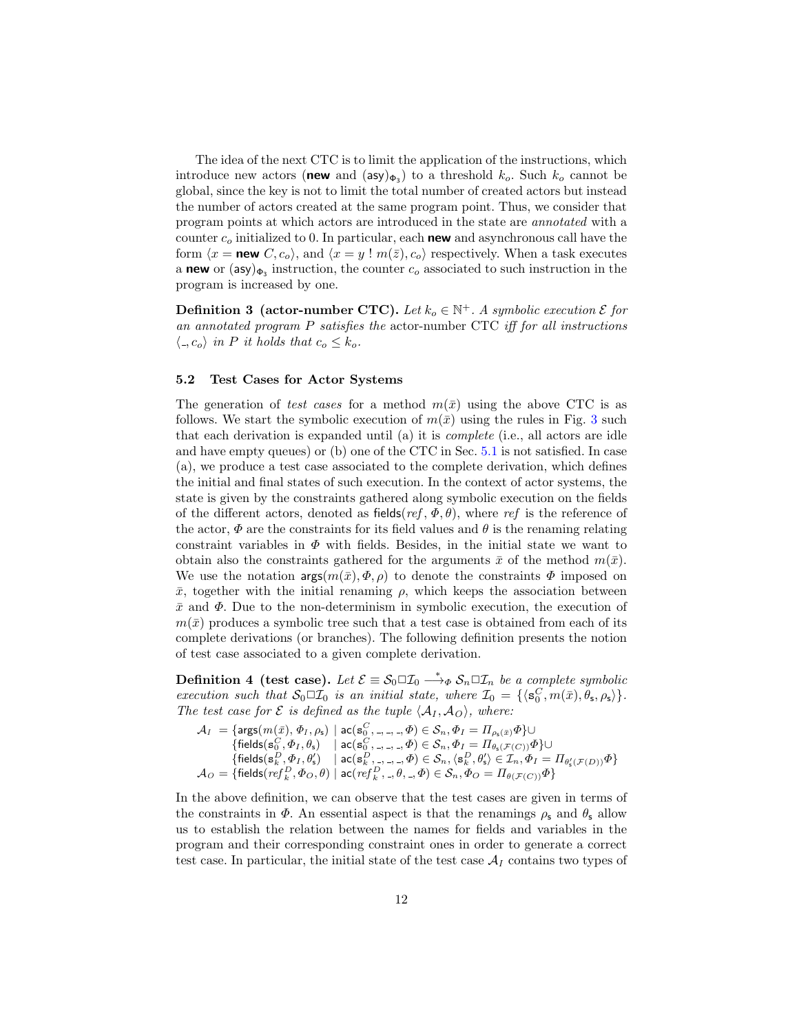The idea of the next CTC is to limit the application of the instructions, which introduce new actors (**new** and $(\mathsf{asy})_{\Phi_3}$) to a threshold $k_o$. Such $k_o$ cannot be global, since the key is not to limit the total number of created actors but instead the number of actors created at the same program point. Thus, we consider that program points at which actors are introduced in the state are *annotated* with a counter $c_o$ initialized to 0. In particular, each **new** and asynchronous call have the form $\langle x = \textbf{new}\ C, c_o\rangle$, and $\langle x = y\ !\ m(\bar{z}), c_o\rangle$ respectively. When a task executes a **new** or $(\mathsf{asy})_{\Phi_3}$ instruction, the counter $c_o$ associated to such instruction in the program is increased by one.

**Definition 3 (actor-number CTC).** *Let $k_o \in \mathbb{N}^+$. A symbolic execution $\mathcal{E}$ for an annotated program $P$ satisfies the* actor-number CTC *iff for all instructions $\langle \_, c_o\rangle$ in $P$ it holds that $c_o \leq k_o$.*

### 5.2 Test Cases for Actor Systems

The generation of *test cases* for a method $m(\bar{x})$ using the above CTC is as follows. We start the symbolic execution of $m(\bar{x})$ using the rules in Fig. 3 such that each derivation is expanded until (a) it is *complete* (i.e., all actors are idle and have empty queues) or (b) one of the CTC in Sec. 5.1 is not satisfied. In case (a), we produce a test case associated to the complete derivation, which defines the initial and final states of such execution. In the context of actor systems, the state is given by the constraints gathered along symbolic execution on the fields of the different actors, denoted as $\mathsf{fields}(\mathit{ref}, \Phi, \theta)$, where $\mathit{ref}$ is the reference of the actor, $\Phi$ are the constraints for its field values and $\theta$ is the renaming relating constraint variables in $\Phi$ with fields. Besides, in the initial state we want to obtain also the constraints gathered for the arguments $\bar{x}$ of the method $m(\bar{x})$. We use the notation $\mathsf{args}(m(\bar{x}), \Phi, \rho)$ to denote the constraints $\Phi$ imposed on $\bar{x}$, together with the initial renaming $\rho$, which keeps the association between $\bar{x}$ and $\Phi$. Due to the non-determinism in symbolic execution, the execution of $m(\bar{x})$ produces a symbolic tree such that a test case is obtained from each of its complete derivations (or branches). The following definition presents the notion of test case associated to a given complete derivation.

**Definition 4 (test case).** *Let $\mathcal{E} \equiv \mathcal{S}_0 \square \mathcal{I}_0 \longrightarrow^*_{\Phi} \mathcal{S}_n \square \mathcal{I}_n$ be a complete symbolic execution such that $\mathcal{S}_0 \square \mathcal{I}_0$ is an initial state, where $\mathcal{I}_0 = \{\langle \mathsf{s}_0^C, m(\bar{x}), \theta_{\mathsf{s}}, \rho_{\mathsf{s}}\rangle\}$. The test case for $\mathcal{E}$ is defined as the tuple $\langle \mathcal{A}_I, \mathcal{A}_O\rangle$, where:*

$$
\begin{aligned}
\mathcal{A}_I = & \{\mathsf{args}(m(\bar{x}), \Phi_I, \rho_{\mathsf{s}}) \mid \mathsf{ac}(\mathsf{s}_0^C, \_, \_, \_, \Phi) \in \mathcal{S}_n, \Phi_I = \Pi_{\rho_{\mathsf{s}}(\bar{x})}\Phi\} \cup \\
& \{\mathsf{fields}(\mathsf{s}_0^C, \Phi_I, \theta_{\mathsf{s}}) \mid \mathsf{ac}(\mathsf{s}_0^C, \_, \_, \_, \Phi) \in \mathcal{S}_n, \Phi_I = \Pi_{\theta_{\mathsf{s}}(\mathcal{F}(C))}\Phi\} \cup \\
& \{\mathsf{fields}(\mathsf{s}_k^D, \Phi_I, \theta'_{\mathsf{s}}) \mid \mathsf{ac}(\mathsf{s}_k^D, \_, \_, \_, \Phi) \in \mathcal{S}_n, \langle \mathsf{s}_k^D, \theta'_{\mathsf{s}}\rangle \in \mathcal{I}_n, \Phi_I = \Pi_{\theta'_{\mathsf{s}}(\mathcal{F}(D))}\Phi\} \\
\mathcal{A}_O = & \{\mathsf{fields}(\mathit{ref}_k^D, \Phi_O, \theta) \mid \mathsf{ac}(\mathit{ref}_k^D, \_, \theta, \_, \Phi) \in \mathcal{S}_n, \Phi_O = \Pi_{\theta(\mathcal{F}(C))}\Phi\}
\end{aligned}
$$

In the above definition, we can observe that the test cases are given in terms of the constraints in $\Phi$. An essential aspect is that the renamings $\rho_{\mathsf{s}}$ and $\theta_{\mathsf{s}}$ allow us to establish the relation between the names for fields and variables in the program and their corresponding constraint ones in order to generate a correct test case. In particular, the initial state of the test case $\mathcal{A}_I$ contains two types of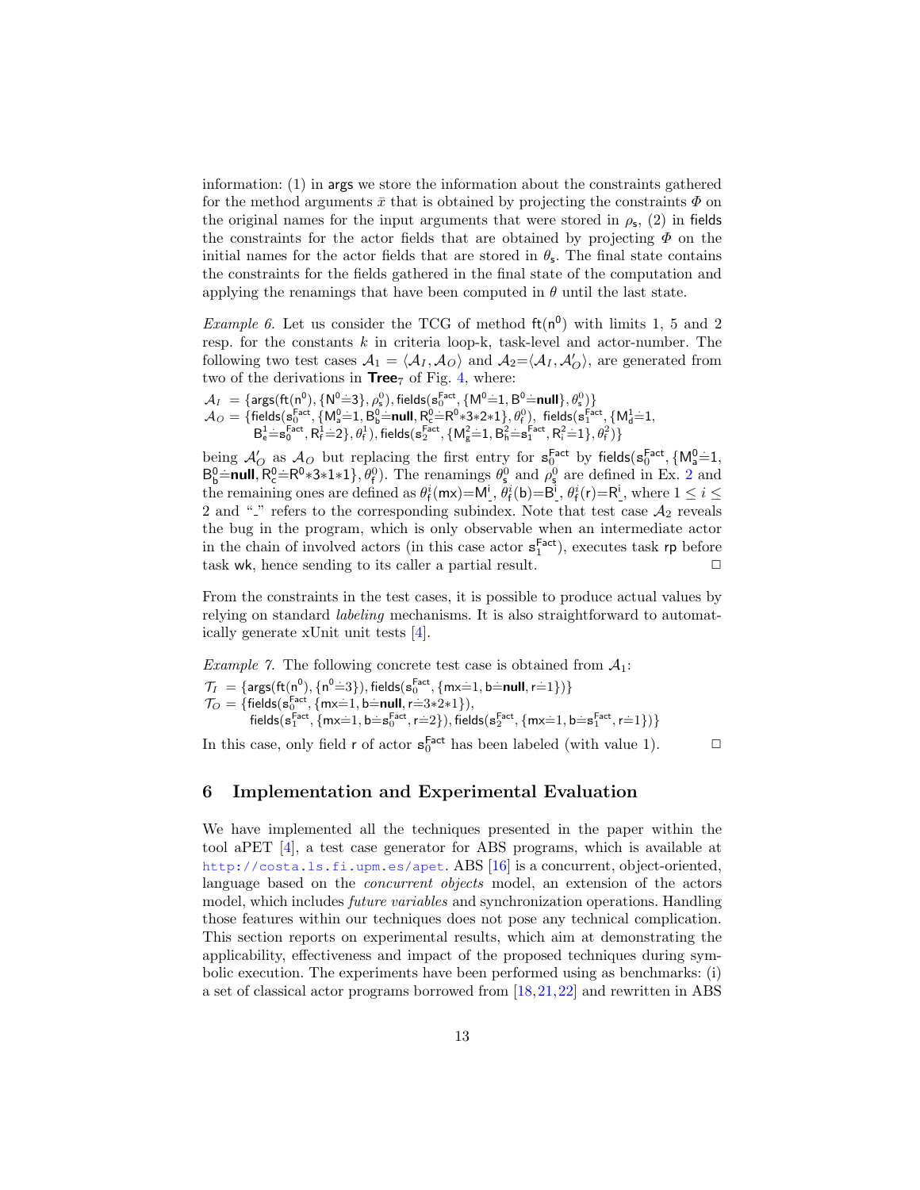information: (1) in args we store the information about the constraints gathered for the method arguments $\bar{x}$ that is obtained by projecting the constraints $\Phi$ on the original names for the input arguments that were stored in $\rho_s$, (2) in fields the constraints for the actor fields that are obtained by projecting $\Phi$ on the initial names for the actor fields that are stored in $\theta_s$. The final state contains the constraints for the fields gathered in the final state of the computation and applying the renamings that have been computed in $\theta$ until the last state.

*Example 6.* Let us consider the TCG of method $\mathsf{ft}(\mathsf{n}^0)$ with limits 1, 5 and 2 resp. for the constants $k$ in criteria loop-k, task-level and actor-number. The following two test cases $\mathcal{A}_1 = \langle \mathcal{A}_I, \mathcal{A}_O \rangle$ and $\mathcal{A}_2 = \langle \mathcal{A}_I, \mathcal{A}'_O \rangle$, are generated from two of the derivations in $\mathbf{Tree}_7$ of Fig. 4, where:

$\mathcal{A}_I = \{\mathsf{args}(\mathsf{ft}(\mathsf{n}^0), \{\mathsf{N}^0 \doteq 3\}, \rho_s^0), \mathsf{fields}(\mathsf{s}_0^{\mathsf{Fact}}, \{\mathsf{M}^0 \doteq 1, \mathsf{B}^0 \doteq \mathbf{null}\}, \theta_s^0)\}$
$\mathcal{A}_O = \{\mathsf{fields}(\mathsf{s}_0^{\mathsf{Fact}}, \{\mathsf{M}_a^0 \doteq 1, \mathsf{B}_b^0 \doteq \mathbf{null}, \mathsf{R}_c^0 \doteq \mathsf{R}^0 * 3 * 2 * 1\}, \theta_f^0),\ \mathsf{fields}(\mathsf{s}_1^{\mathsf{Fact}}, \{\mathsf{M}_d^1 \doteq 1, \mathsf{B}_e^1 \doteq \mathsf{s}_0^{\mathsf{Fact}}, \mathsf{R}_f^1 \doteq 2\}, \theta_f^1), \mathsf{fields}(\mathsf{s}_2^{\mathsf{Fact}}, \{\mathsf{M}_g^2 \doteq 1, \mathsf{B}_h^2 \doteq \mathsf{s}_1^{\mathsf{Fact}}, \mathsf{R}_i^2 \doteq 1\}, \theta_f^2)\}$

being $\mathcal{A}'_O$ as $\mathcal{A}_O$ but replacing the first entry for $\mathsf{s}_0^{\mathsf{Fact}}$ by $\mathsf{fields}(\mathsf{s}_0^{\mathsf{Fact}}, \{\mathsf{M}_a^0 \doteq 1, \mathsf{B}_b^0 \doteq \mathbf{null}, \mathsf{R}_c^0 \doteq \mathsf{R}^0 * 3 * 1 * 1\}, \theta_f^0)$. The renamings $\theta_s^0$ and $\rho_s^0$ are defined in Ex. 2 and the remaining ones are defined as $\theta_f^i(\mathsf{mx}) = \mathsf{M}_\_^i$, $\theta_f^i(\mathsf{b}) = \mathsf{B}_\_^i$, $\theta_f^i(\mathsf{r}) = \mathsf{R}_\_^i$, where $1 \leq i \leq 2$ and "\_" refers to the corresponding subindex. Note that test case $\mathcal{A}_2$ reveals the bug in the program, which is only observable when an intermediate actor in the chain of involved actors (in this case actor $\mathsf{s}_1^{\mathsf{Fact}}$), executes task rp before task wk, hence sending to its caller a partial result. □

From the constraints in the test cases, it is possible to produce actual values by relying on standard *labeling* mechanisms. It is also straightforward to automatically generate xUnit unit tests [4].

*Example 7.* The following concrete test case is obtained from $\mathcal{A}_1$:

$\mathcal{T}_I = \{\mathsf{args}(\mathsf{ft}(\mathsf{n}^0), \{\mathsf{n}^0 \doteq 3\}), \mathsf{fields}(\mathsf{s}_0^{\mathsf{Fact}}, \{\mathsf{mx} \doteq 1, \mathsf{b} \doteq \mathbf{null}, \mathsf{r} \doteq 1\})\}$
$\mathcal{T}_O = \{\mathsf{fields}(\mathsf{s}_0^{\mathsf{Fact}}, \{\mathsf{mx} \doteq 1, \mathsf{b} \doteq \mathbf{null}, \mathsf{r} \doteq 3 * 2 * 1\}), \mathsf{fields}(\mathsf{s}_1^{\mathsf{Fact}}, \{\mathsf{mx} \doteq 1, \mathsf{b} \doteq \mathsf{s}_0^{\mathsf{Fact}}, \mathsf{r} \doteq 2\}), \mathsf{fields}(\mathsf{s}_2^{\mathsf{Fact}}, \{\mathsf{mx} \doteq 1, \mathsf{b} \doteq \mathsf{s}_1^{\mathsf{Fact}}, \mathsf{r} \doteq 1\})\}$

In this case, only field r of actor $\mathsf{s}_0^{\mathsf{Fact}}$ has been labeled (with value 1). □

## 6 Implementation and Experimental Evaluation

We have implemented all the techniques presented in the paper within the tool aPET [4], a test case generator for ABS programs, which is available at http://costa.ls.fi.upm.es/apet. ABS [16] is a concurrent, object-oriented, language based on the *concurrent objects* model, an extension of the actors model, which includes *future variables* and synchronization operations. Handling those features within our techniques does not pose any technical complication. This section reports on experimental results, which aim at demonstrating the applicability, effectiveness and impact of the proposed techniques during symbolic execution. The experiments have been performed using as benchmarks: (i) a set of classical actor programs borrowed from [18,21,22] and rewritten in ABS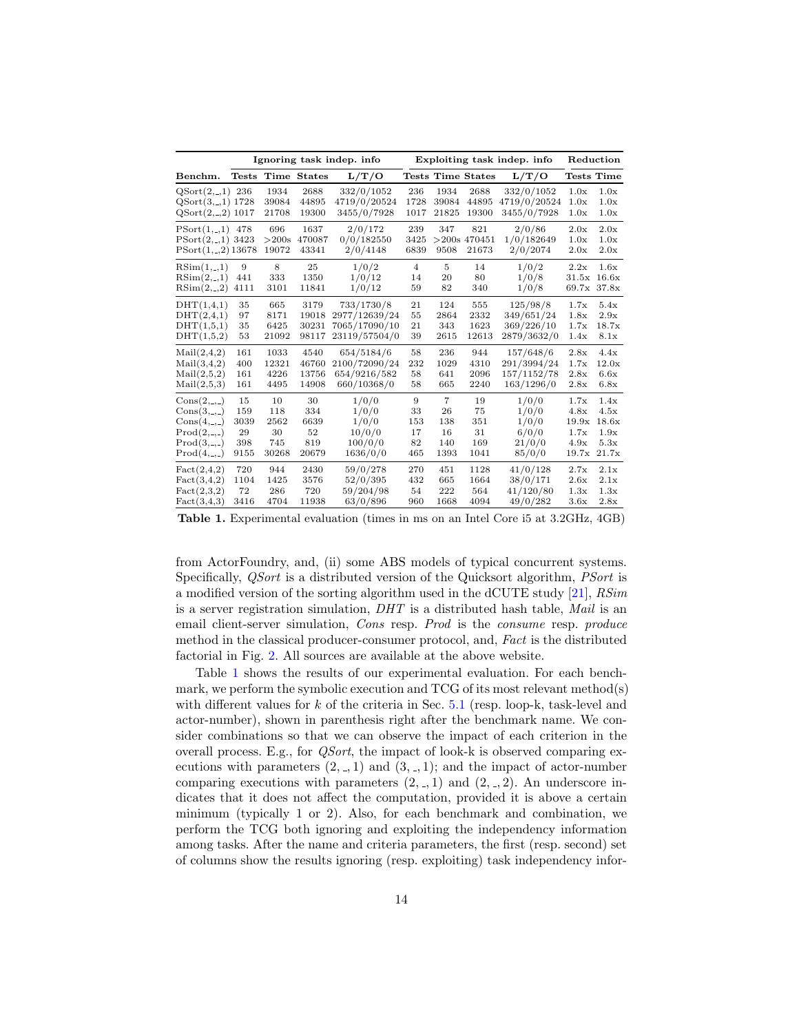| | Ignoring task indep. info | | | | Exploiting task indep. info | | | | Reduction | |
|---|---|---|---|---|---|---|---|---|---|---|
| **Benchm.** | **Tests** | **Time** | **States** | **L/T/O** | **Tests** | **Time** | **States** | **L/T/O** | **Tests** | **Time** |
| QSort(2,_,1) | 236 | 1934 | 2688 | 332/0/1052 | 236 | 1934 | 2688 | 332/0/1052 | 1.0x | 1.0x |
| QSort(3,_,1) | 1728 | 39084 | 44895 | 4719/0/20524 | 1728 | 39084 | 44895 | 4719/0/20524 | 1.0x | 1.0x |
| QSort(2,_,2) | 1017 | 21708 | 19300 | 3455/0/7928 | 1017 | 21825 | 19300 | 3455/0/7928 | 1.0x | 1.0x |
| PSort(1,_,1) | 478 | 696 | 1637 | 2/0/172 | 239 | 347 | 821 | 2/0/86 | 2.0x | 2.0x |
| PSort(2,_,1) | 3423 | >200s | 470087 | 0/0/182550 | 3425 | >200s | 470451 | 1/0/182649 | 1.0x | 1.0x |
| PSort(1,_,2) | 13678 | 19072 | 43341 | 2/0/4148 | 6839 | 9508 | 21673 | 2/0/2074 | 2.0x | 2.0x |
| RSim(1,_,1) | 9 | 8 | 25 | 1/0/2 | 4 | 5 | 14 | 1/0/2 | 2.2x | 1.6x |
| RSim(2,_,1) | 441 | 333 | 1350 | 1/0/12 | 14 | 20 | 80 | 1/0/8 | 31.5x | 16.6x |
| RSim(2,_,2) | 4111 | 3101 | 11841 | 1/0/12 | 59 | 82 | 340 | 1/0/8 | 69.7x | 37.8x |
| DHT(1,4,1) | 35 | 665 | 3179 | 733/1730/8 | 21 | 124 | 555 | 125/98/8 | 1.7x | 5.4x |
| DHT(2,4,1) | 97 | 8171 | 19018 | 2977/12639/24 | 55 | 2864 | 2332 | 349/651/24 | 1.8x | 2.9x |
| DHT(1,5,1) | 35 | 6425 | 30231 | 7065/17090/10 | 21 | 343 | 1623 | 369/226/10 | 1.7x | 18.7x |
| DHT(1,5,2) | 53 | 21092 | 98117 | 23119/57504/0 | 39 | 2615 | 12613 | 2879/3632/0 | 1.4x | 8.1x |
| Mail(2,4,2) | 161 | 1033 | 4540 | 654/5184/6 | 58 | 236 | 944 | 157/648/6 | 2.8x | 4.4x |
| Mail(3,4,2) | 400 | 12321 | 46760 | 2100/72090/24 | 232 | 1029 | 4310 | 291/3994/24 | 1.7x | 12.0x |
| Mail(2,5,2) | 161 | 4226 | 13756 | 654/9216/582 | 58 | 641 | 2096 | 157/1152/78 | 2.8x | 6.6x |
| Mail(2,5,3) | 161 | 4495 | 14908 | 660/10368/0 | 58 | 665 | 2240 | 163/1296/0 | 2.8x | 6.8x |
| Cons(2,_,_) | 15 | 10 | 30 | 1/0/0 | 9 | 7 | 19 | 1/0/0 | 1.7x | 1.4x |
| Cons(3,_,_) | 159 | 118 | 334 | 1/0/0 | 33 | 26 | 75 | 1/0/0 | 4.8x | 4.5x |
| Cons(4,_,_) | 3039 | 2562 | 6639 | 1/0/0 | 153 | 138 | 351 | 1/0/0 | 19.9x | 18.6x |
| Prod(2,_,_) | 29 | 30 | 52 | 10/0/0 | 17 | 16 | 31 | 6/0/0 | 1.7x | 1.9x |
| Prod(3,_,_) | 398 | 745 | 819 | 100/0/0 | 82 | 140 | 169 | 21/0/0 | 4.9x | 5.3x |
| Prod(4,_,_) | 9155 | 30268 | 20679 | 1636/0/0 | 465 | 1393 | 1041 | 85/0/0 | 19.7x | 21.7x |
| Fact(2,4,2) | 720 | 944 | 2430 | 59/0/278 | 270 | 451 | 1128 | 41/0/128 | 2.7x | 2.1x |
| Fact(3,4,2) | 1104 | 1425 | 3576 | 52/0/395 | 432 | 665 | 1664 | 38/0/171 | 2.6x | 2.1x |
| Fact(2,3,2) | 72 | 286 | 720 | 59/204/98 | 54 | 222 | 564 | 41/120/80 | 1.3x | 1.3x |
| Fact(3,4,3) | 3416 | 4704 | 11938 | 63/0/896 | 960 | 1668 | 4094 | 49/0/282 | 3.6x | 2.8x |

**Table 1.** Experimental evaluation (times in ms on an Intel Core i5 at 3.2GHz, 4GB)

from ActorFoundry, and, (ii) some ABS models of typical concurrent systems. Specifically, *QSort* is a distributed version of the Quicksort algorithm, *PSort* is a modified version of the sorting algorithm used in the dCUTE study [21], *RSim* is a server registration simulation, *DHT* is a distributed hash table, *Mail* is an email client-server simulation, *Cons* resp. *Prod* is the *consume* resp. *produce* method in the classical producer-consumer protocol, and, *Fact* is the distributed factorial in Fig. 2. All sources are available at the above website.

Table 1 shows the results of our experimental evaluation. For each benchmark, we perform the symbolic execution and TCG of its most relevant method(s) with different values for $k$ of the criteria in Sec. 5.1 (resp. loop-k, task-level and actor-number), shown in parenthesis right after the benchmark name. We consider combinations so that we can observe the impact of each criterion in the overall process. E.g., for *QSort*, the impact of look-k is observed comparing executions with parameters $(2, \_, 1)$ and $(3, \_, 1)$; and the impact of actor-number comparing executions with parameters $(2, \_, 1)$ and $(2, \_, 2)$. An underscore indicates that it does not affect the computation, provided it is above a certain minimum (typically 1 or 2). Also, for each benchmark and combination, we perform the TCG both ignoring and exploiting the independency information among tasks. After the name and criteria parameters, the first (resp. second) set of columns show the results ignoring (resp. exploiting) task independency infor-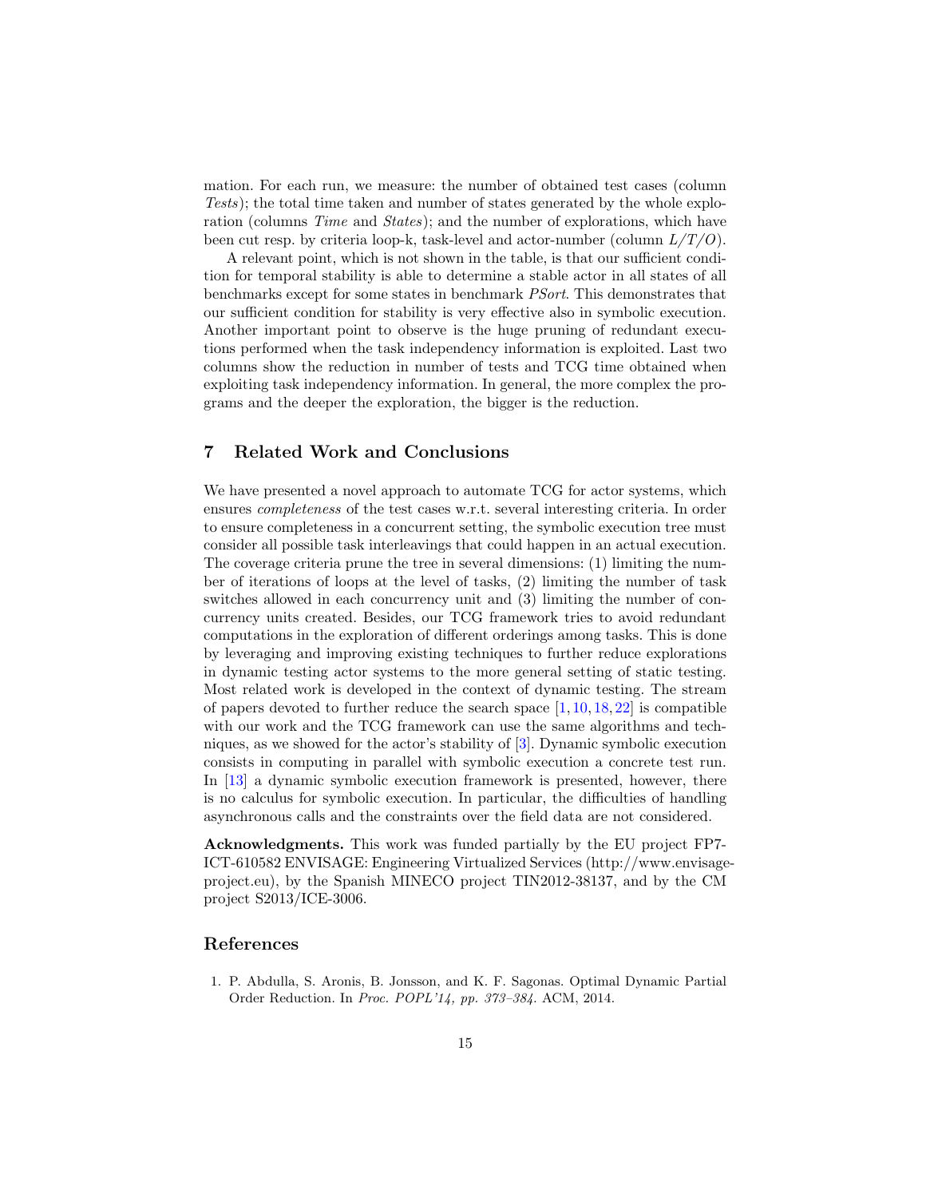mation. For each run, we measure: the number of obtained test cases (column *Tests*); the total time taken and number of states generated by the whole exploration (columns *Time* and *States*); and the number of explorations, which have been cut resp. by criteria loop-k, task-level and actor-number (column *L/T/O*).

A relevant point, which is not shown in the table, is that our sufficient condition for temporal stability is able to determine a stable actor in all states of all benchmarks except for some states in benchmark *PSort*. This demonstrates that our sufficient condition for stability is very effective also in symbolic execution. Another important point to observe is the huge pruning of redundant executions performed when the task independency information is exploited. Last two columns show the reduction in number of tests and TCG time obtained when exploiting task independency information. In general, the more complex the programs and the deeper the exploration, the bigger is the reduction.

## 7 Related Work and Conclusions

We have presented a novel approach to automate TCG for actor systems, which ensures *completeness* of the test cases w.r.t. several interesting criteria. In order to ensure completeness in a concurrent setting, the symbolic execution tree must consider all possible task interleavings that could happen in an actual execution. The coverage criteria prune the tree in several dimensions: (1) limiting the number of iterations of loops at the level of tasks, (2) limiting the number of task switches allowed in each concurrency unit and (3) limiting the number of concurrency units created. Besides, our TCG framework tries to avoid redundant computations in the exploration of different orderings among tasks. This is done by leveraging and improving existing techniques to further reduce explorations in dynamic testing actor systems to the more general setting of static testing. Most related work is developed in the context of dynamic testing. The stream of papers devoted to further reduce the search space [1, 10, 18, 22] is compatible with our work and the TCG framework can use the same algorithms and techniques, as we showed for the actor's stability of [3]. Dynamic symbolic execution consists in computing in parallel with symbolic execution a concrete test run. In [13] a dynamic symbolic execution framework is presented, however, there is no calculus for symbolic execution. In particular, the difficulties of handling asynchronous calls and the constraints over the field data are not considered.

**Acknowledgments.** This work was funded partially by the EU project FP7-ICT-610582 ENVISAGE: Engineering Virtualized Services (http://www.envisage-project.eu), by the Spanish MINECO project TIN2012-38137, and by the CM project S2013/ICE-3006.

## References

1. P. Abdulla, S. Aronis, B. Jonsson, and K. F. Sagonas. Optimal Dynamic Partial Order Reduction. In *Proc. POPL'14, pp. 373–384*. ACM, 2014.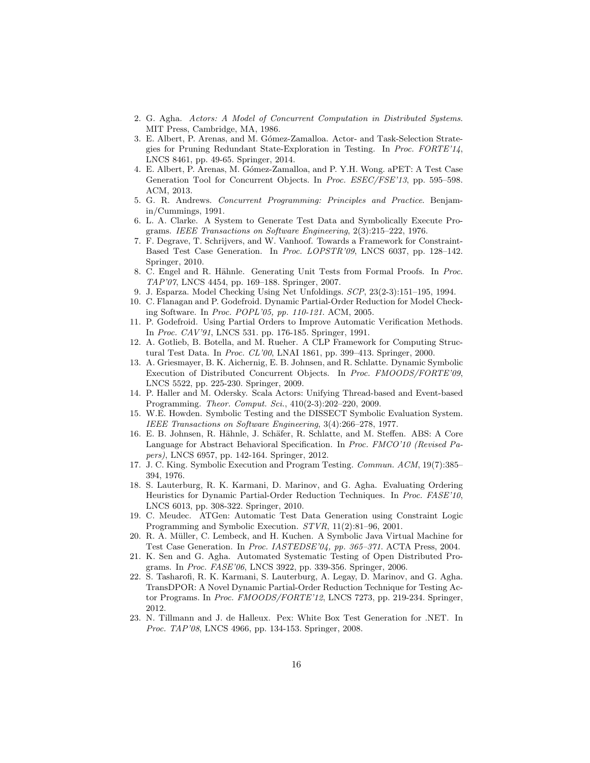2. G. Agha. *Actors: A Model of Concurrent Computation in Distributed Systems*. MIT Press, Cambridge, MA, 1986.
3. E. Albert, P. Arenas, and M. Gómez-Zamalloa. Actor- and Task-Selection Strategies for Pruning Redundant State-Exploration in Testing. In *Proc. FORTE'14*, LNCS 8461, pp. 49-65. Springer, 2014.
4. E. Albert, P. Arenas, M. Gómez-Zamalloa, and P. Y.H. Wong. aPET: A Test Case Generation Tool for Concurrent Objects. In *Proc. ESEC/FSE'13*, pp. 595–598. ACM, 2013.
5. G. R. Andrews. *Concurrent Programming: Principles and Practice*. Benjamin/Cummings, 1991.
6. L. A. Clarke. A System to Generate Test Data and Symbolically Execute Programs. *IEEE Transactions on Software Engineering*, 2(3):215–222, 1976.
7. F. Degrave, T. Schrijvers, and W. Vanhoof. Towards a Framework for Constraint-Based Test Case Generation. In *Proc. LOPSTR'09*, LNCS 6037, pp. 128–142. Springer, 2010.
8. C. Engel and R. Hähnle. Generating Unit Tests from Formal Proofs. In *Proc. TAP'07*, LNCS 4454, pp. 169–188. Springer, 2007.
9. J. Esparza. Model Checking Using Net Unfoldings. *SCP*, 23(2-3):151–195, 1994.
10. C. Flanagan and P. Godefroid. Dynamic Partial-Order Reduction for Model Checking Software. In *Proc. POPL'05, pp. 110-121*. ACM, 2005.
11. P. Godefroid. Using Partial Orders to Improve Automatic Verification Methods. In *Proc. CAV'91*, LNCS 531. pp. 176-185. Springer, 1991.
12. A. Gotlieb, B. Botella, and M. Rueher. A CLP Framework for Computing Structural Test Data. In *Proc. CL'00*, LNAI 1861, pp. 399–413. Springer, 2000.
13. A. Griesmayer, B. K. Aichernig, E. B. Johnsen, and R. Schlatte. Dynamic Symbolic Execution of Distributed Concurrent Objects. In *Proc. FMOODS/FORTE'09*, LNCS 5522, pp. 225-230. Springer, 2009.
14. P. Haller and M. Odersky. Scala Actors: Unifying Thread-based and Event-based Programming. *Theor. Comput. Sci.*, 410(2-3):202–220, 2009.
15. W.E. Howden. Symbolic Testing and the DISSECT Symbolic Evaluation System. *IEEE Transactions on Software Engineering*, 3(4):266–278, 1977.
16. E. B. Johnsen, R. Hähnle, J. Schäfer, R. Schlatte, and M. Steffen. ABS: A Core Language for Abstract Behavioral Specification. In *Proc. FMCO'10 (Revised Papers)*, LNCS 6957, pp. 142-164. Springer, 2012.
17. J. C. King. Symbolic Execution and Program Testing. *Commun. ACM*, 19(7):385–394, 1976.
18. S. Lauterburg, R. K. Karmani, D. Marinov, and G. Agha. Evaluating Ordering Heuristics for Dynamic Partial-Order Reduction Techniques. In *Proc. FASE'10*, LNCS 6013, pp. 308-322. Springer, 2010.
19. C. Meudec. ATGen: Automatic Test Data Generation using Constraint Logic Programming and Symbolic Execution. *STVR*, 11(2):81–96, 2001.
20. R. A. Müller, C. Lembeck, and H. Kuchen. A Symbolic Java Virtual Machine for Test Case Generation. In *Proc. IASTEDSE'04, pp. 365–371*. ACTA Press, 2004.
21. K. Sen and G. Agha. Automated Systematic Testing of Open Distributed Programs. In *Proc. FASE'06*, LNCS 3922, pp. 339-356. Springer, 2006.
22. S. Tasharofi, R. K. Karmani, S. Lauterburg, A. Legay, D. Marinov, and G. Agha. TransDPOR: A Novel Dynamic Partial-Order Reduction Technique for Testing Actor Programs. In *Proc. FMOODS/FORTE'12*, LNCS 7273, pp. 219-234. Springer, 2012.
23. N. Tillmann and J. de Halleux. Pex: White Box Test Generation for .NET. In *Proc. TAP'08*, LNCS 4966, pp. 134-153. Springer, 2008.